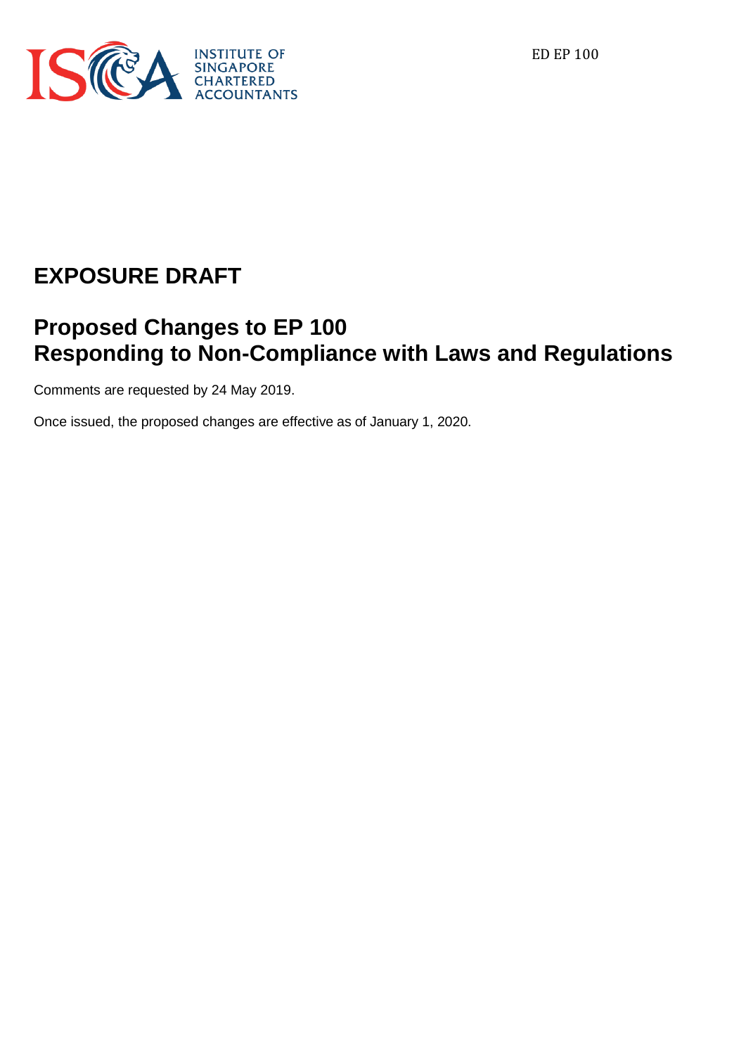INSTITUTE OF SINGAPORE CHARTERED ACCOUNTANTS

ED EP 100

# EXPOSURE DRAFT

## Proposed Changes to EP 100 Responding to Non-Compliance with Laws and Regulations

Comments are requested by 24 May 2019.

Once issued, the proposed changes are effective as of January 1, 2020.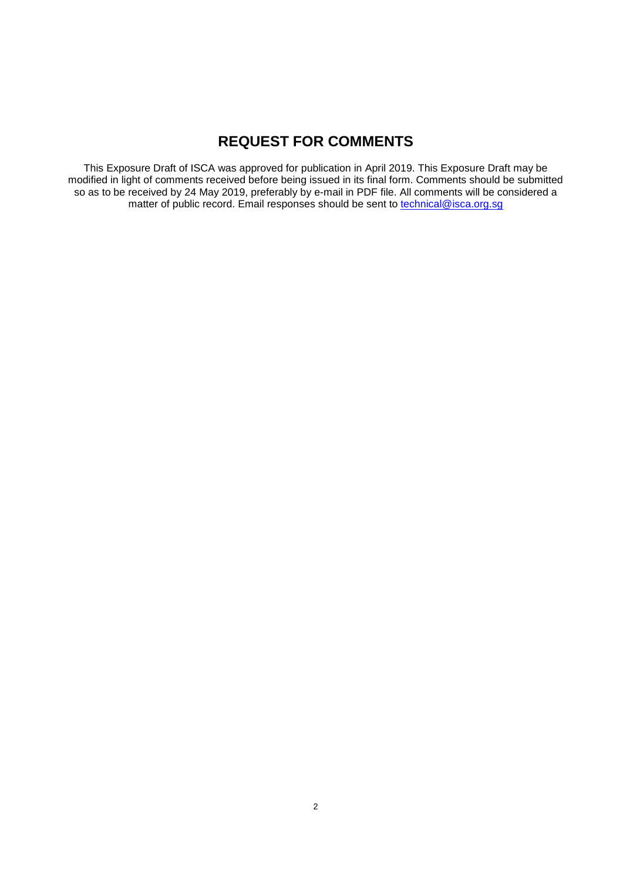# REQUEST FOR COMMENTS

This Exposure Draft of ISCA was approved for publication in April 2019. This Exposure Draft may be modified in light of comments received before being issued in its final form. Comments should be submitted so as to be received by 24 May 2019, preferably by e-mail in PDF file. All comments will be considered a matter of public record. Email responses should be sent to technical@isca.org.sg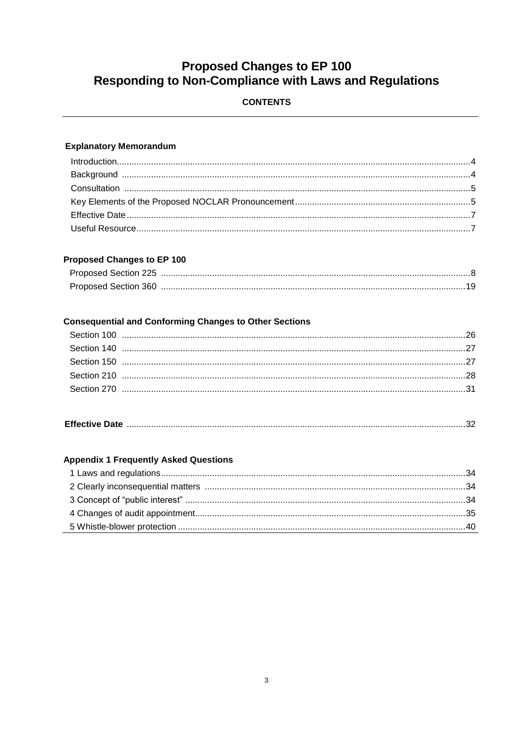# Proposed Changes to EP 100
# Responding to Non-Compliance with Laws and Regulations

**CONTENTS**

---

### Explanatory Memorandum

| | |
|---|---|
| Introduction | 4 |
| Background | 4 |
| Consultation | 5 |
| Key Elements of the Proposed NOCLAR Pronouncement | 5 |
| Effective Date | 7 |
| Useful Resource | 7 |

### Proposed Changes to EP 100

| | |
|---|---|
| Proposed Section 225 | 8 |
| Proposed Section 360 | 19 |

### Consequential and Conforming Changes to Other Sections

| | |
|---|---|
| Section 100 | 26 |
| Section 140 | 27 |
| Section 150 | 27 |
| Section 210 | 28 |
| Section 270 | 31 |

### Effective Date

| | |
|---|---|
| **Effective Date** | 32 |

### Appendix 1 Frequently Asked Questions

| | |
|---|---|
| 1 Laws and regulations | 34 |
| 2 Clearly inconsequential matters | 34 |
| 3 Concept of "public interest" | 34 |
| 4 Changes of audit appointment | 35 |
| 5 Whistle-blower protection | 40 |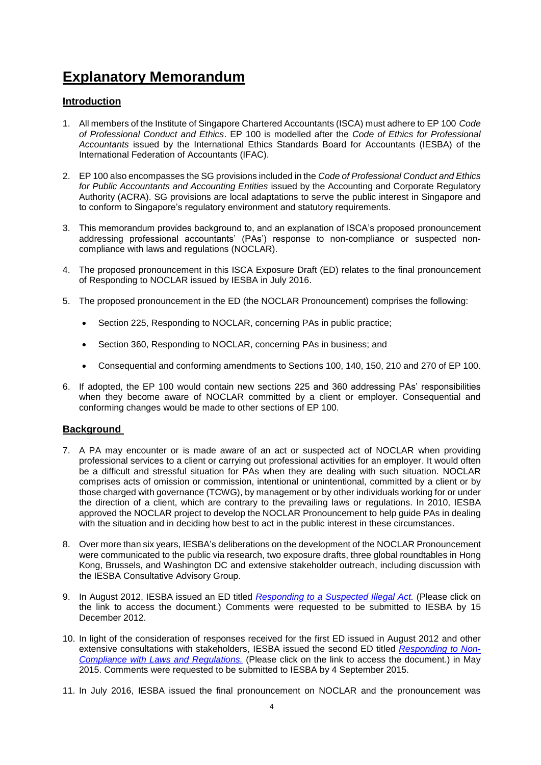# Explanatory Memorandum

## Introduction

1. All members of the Institute of Singapore Chartered Accountants (ISCA) must adhere to EP 100 *Code of Professional Conduct and Ethics*. EP 100 is modelled after the *Code of Ethics for Professional Accountants* issued by the International Ethics Standards Board for Accountants (IESBA) of the International Federation of Accountants (IFAC).

2. EP 100 also encompasses the SG provisions included in the *Code of Professional Conduct and Ethics for Public Accountants and Accounting Entities* issued by the Accounting and Corporate Regulatory Authority (ACRA). SG provisions are local adaptations to serve the public interest in Singapore and to conform to Singapore's regulatory environment and statutory requirements.

3. This memorandum provides background to, and an explanation of ISCA's proposed pronouncement addressing professional accountants' (PAs') response to non-compliance or suspected non-compliance with laws and regulations (NOCLAR).

4. The proposed pronouncement in this ISCA Exposure Draft (ED) relates to the final pronouncement of Responding to NOCLAR issued by IESBA in July 2016.

5. The proposed pronouncement in the ED (the NOCLAR Pronouncement) comprises the following:

   - Section 225, Responding to NOCLAR, concerning PAs in public practice;
   - Section 360, Responding to NOCLAR, concerning PAs in business; and
   - Consequential and conforming amendments to Sections 100, 140, 150, 210 and 270 of EP 100.

6. If adopted, the EP 100 would contain new sections 225 and 360 addressing PAs' responsibilities when they become aware of NOCLAR committed by a client or employer. Consequential and conforming changes would be made to other sections of EP 100.

## Background

7. A PA may encounter or is made aware of an act or suspected act of NOCLAR when providing professional services to a client or carrying out professional activities for an employer. It would often be a difficult and stressful situation for PAs when they are dealing with such situation. NOCLAR comprises acts of omission or commission, intentional or unintentional, committed by a client or by those charged with governance (TCWG), by management or by other individuals working for or under the direction of a client, which are contrary to the prevailing laws or regulations. In 2010, IESBA approved the NOCLAR project to develop the NOCLAR Pronouncement to help guide PAs in dealing with the situation and in deciding how best to act in the public interest in these circumstances.

8. Over more than six years, IESBA's deliberations on the development of the NOCLAR Pronouncement were communicated to the public via research, two exposure drafts, three global roundtables in Hong Kong, Brussels, and Washington DC and extensive stakeholder outreach, including discussion with the IESBA Consultative Advisory Group.

9. In August 2012, IESBA issued an ED titled *Responding to a Suspected Illegal Act.* (Please click on the link to access the document.) Comments were requested to be submitted to IESBA by 15 December 2012.

10. In light of the consideration of responses received for the first ED issued in August 2012 and other extensive consultations with stakeholders, IESBA issued the second ED titled *Responding to Non-Compliance with Laws and Regulations.* (Please click on the link to access the document.) in May 2015. Comments were requested to be submitted to IESBA by 4 September 2015.

11. In July 2016, IESBA issued the final pronouncement on NOCLAR and the pronouncement was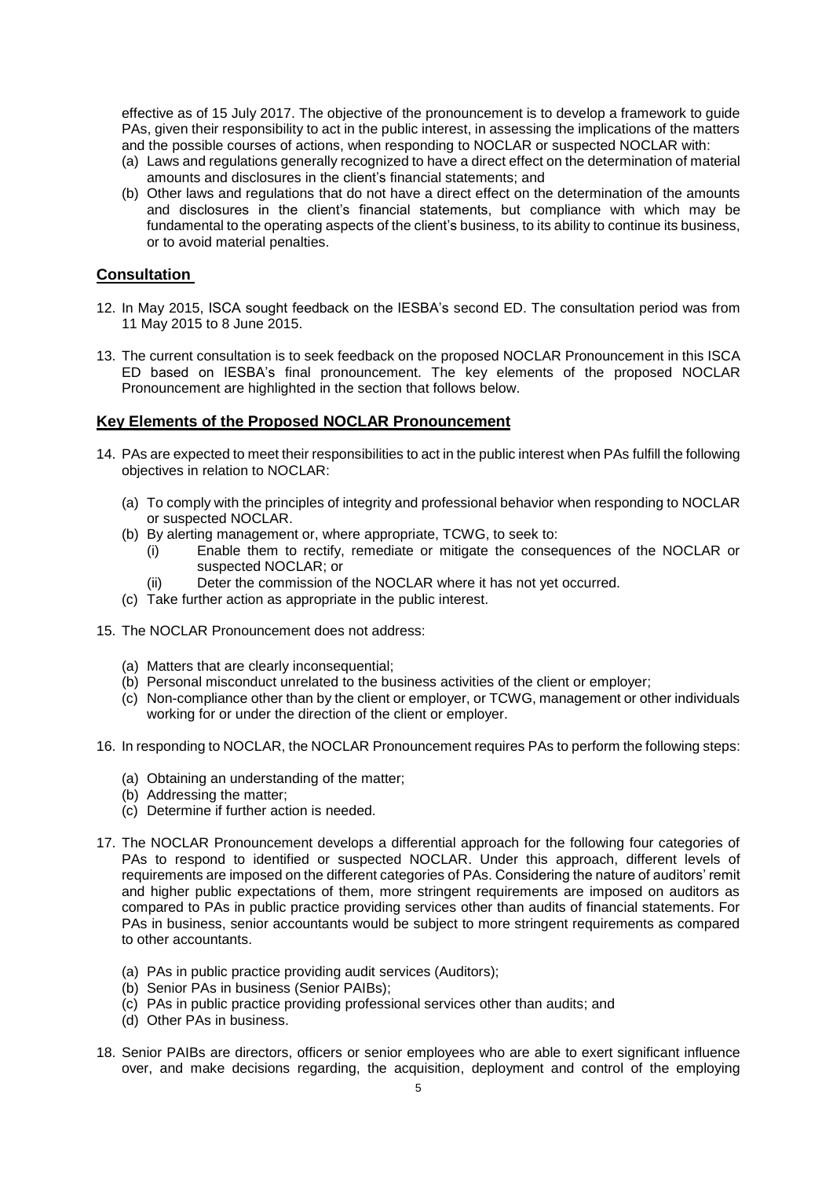effective as of 15 July 2017. The objective of the pronouncement is to develop a framework to guide PAs, given their responsibility to act in the public interest, in assessing the implications of the matters and the possible courses of actions, when responding to NOCLAR or suspected NOCLAR with:

(a) Laws and regulations generally recognized to have a direct effect on the determination of material amounts and disclosures in the client's financial statements; and
(b) Other laws and regulations that do not have a direct effect on the determination of the amounts and disclosures in the client's financial statements, but compliance with which may be fundamental to the operating aspects of the client's business, to its ability to continue its business, or to avoid material penalties.

## Consultation

12. In May 2015, ISCA sought feedback on the IESBA's second ED. The consultation period was from 11 May 2015 to 8 June 2015.

13. The current consultation is to seek feedback on the proposed NOCLAR Pronouncement in this ISCA ED based on IESBA's final pronouncement. The key elements of the proposed NOCLAR Pronouncement are highlighted in the section that follows below.

## Key Elements of the Proposed NOCLAR Pronouncement

14. PAs are expected to meet their responsibilities to act in the public interest when PAs fulfill the following objectives in relation to NOCLAR:

    (a) To comply with the principles of integrity and professional behavior when responding to NOCLAR or suspected NOCLAR.
    (b) By alerting management or, where appropriate, TCWG, to seek to:
        (i) Enable them to rectify, remediate or mitigate the consequences of the NOCLAR or suspected NOCLAR; or
        (ii) Deter the commission of the NOCLAR where it has not yet occurred.
    (c) Take further action as appropriate in the public interest.

15. The NOCLAR Pronouncement does not address:

    (a) Matters that are clearly inconsequential;
    (b) Personal misconduct unrelated to the business activities of the client or employer;
    (c) Non-compliance other than by the client or employer, or TCWG, management or other individuals working for or under the direction of the client or employer.

16. In responding to NOCLAR, the NOCLAR Pronouncement requires PAs to perform the following steps:

    (a) Obtaining an understanding of the matter;
    (b) Addressing the matter;
    (c) Determine if further action is needed.

17. The NOCLAR Pronouncement develops a differential approach for the following four categories of PAs to respond to identified or suspected NOCLAR. Under this approach, different levels of requirements are imposed on the different categories of PAs. Considering the nature of auditors' remit and higher public expectations of them, more stringent requirements are imposed on auditors as compared to PAs in public practice providing services other than audits of financial statements. For PAs in business, senior accountants would be subject to more stringent requirements as compared to other accountants.

    (a) PAs in public practice providing audit services (Auditors);
    (b) Senior PAs in business (Senior PAIBs);
    (c) PAs in public practice providing professional services other than audits; and
    (d) Other PAs in business.

18. Senior PAIBs are directors, officers or senior employees who are able to exert significant influence over, and make decisions regarding, the acquisition, deployment and control of the employing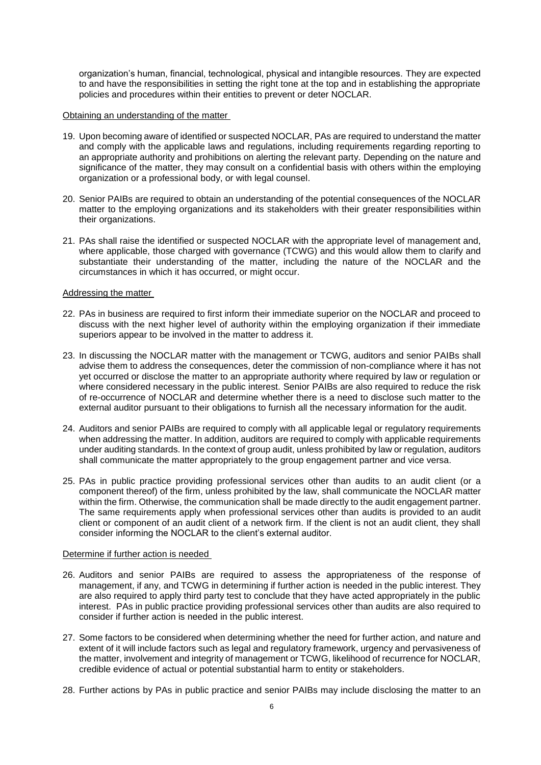organization's human, financial, technological, physical and intangible resources. They are expected to and have the responsibilities in setting the right tone at the top and in establishing the appropriate policies and procedures within their entities to prevent or deter NOCLAR.

Obtaining an understanding of the matter

19. Upon becoming aware of identified or suspected NOCLAR, PAs are required to understand the matter and comply with the applicable laws and regulations, including requirements regarding reporting to an appropriate authority and prohibitions on alerting the relevant party. Depending on the nature and significance of the matter, they may consult on a confidential basis with others within the employing organization or a professional body, or with legal counsel.

20. Senior PAIBs are required to obtain an understanding of the potential consequences of the NOCLAR matter to the employing organizations and its stakeholders with their greater responsibilities within their organizations.

21. PAs shall raise the identified or suspected NOCLAR with the appropriate level of management and, where applicable, those charged with governance (TCWG) and this would allow them to clarify and substantiate their understanding of the matter, including the nature of the NOCLAR and the circumstances in which it has occurred, or might occur.

Addressing the matter

22. PAs in business are required to first inform their immediate superior on the NOCLAR and proceed to discuss with the next higher level of authority within the employing organization if their immediate superiors appear to be involved in the matter to address it.

23. In discussing the NOCLAR matter with the management or TCWG, auditors and senior PAIBs shall advise them to address the consequences, deter the commission of non-compliance where it has not yet occurred or disclose the matter to an appropriate authority where required by law or regulation or where considered necessary in the public interest. Senior PAIBs are also required to reduce the risk of re-occurrence of NOCLAR and determine whether there is a need to disclose such matter to the external auditor pursuant to their obligations to furnish all the necessary information for the audit.

24. Auditors and senior PAIBs are required to comply with all applicable legal or regulatory requirements when addressing the matter. In addition, auditors are required to comply with applicable requirements under auditing standards. In the context of group audit, unless prohibited by law or regulation, auditors shall communicate the matter appropriately to the group engagement partner and vice versa.

25. PAs in public practice providing professional services other than audits to an audit client (or a component thereof) of the firm, unless prohibited by the law, shall communicate the NOCLAR matter within the firm. Otherwise, the communication shall be made directly to the audit engagement partner. The same requirements apply when professional services other than audits is provided to an audit client or component of an audit client of a network firm. If the client is not an audit client, they shall consider informing the NOCLAR to the client's external auditor.

Determine if further action is needed

26. Auditors and senior PAIBs are required to assess the appropriateness of the response of management, if any, and TCWG in determining if further action is needed in the public interest. They are also required to apply third party test to conclude that they have acted appropriately in the public interest. PAs in public practice providing professional services other than audits are also required to consider if further action is needed in the public interest.

27. Some factors to be considered when determining whether the need for further action, and nature and extent of it will include factors such as legal and regulatory framework, urgency and pervasiveness of the matter, involvement and integrity of management or TCWG, likelihood of recurrence for NOCLAR, credible evidence of actual or potential substantial harm to entity or stakeholders.

28. Further actions by PAs in public practice and senior PAIBs may include disclosing the matter to an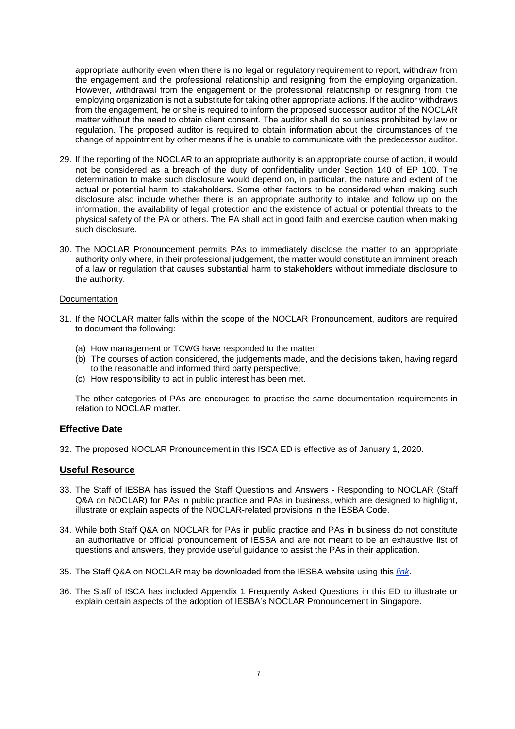appropriate authority even when there is no legal or regulatory requirement to report, withdraw from the engagement and the professional relationship and resigning from the employing organization. However, withdrawal from the engagement or the professional relationship or resigning from the employing organization is not a substitute for taking other appropriate actions. If the auditor withdraws from the engagement, he or she is required to inform the proposed successor auditor of the NOCLAR matter without the need to obtain client consent. The auditor shall do so unless prohibited by law or regulation. The proposed auditor is required to obtain information about the circumstances of the change of appointment by other means if he is unable to communicate with the predecessor auditor.

29. If the reporting of the NOCLAR to an appropriate authority is an appropriate course of action, it would not be considered as a breach of the duty of confidentiality under Section 140 of EP 100. The determination to make such disclosure would depend on, in particular, the nature and extent of the actual or potential harm to stakeholders. Some other factors to be considered when making such disclosure also include whether there is an appropriate authority to intake and follow up on the information, the availability of legal protection and the existence of actual or potential threats to the physical safety of the PA or others. The PA shall act in good faith and exercise caution when making such disclosure.

30. The NOCLAR Pronouncement permits PAs to immediately disclose the matter to an appropriate authority only where, in their professional judgement, the matter would constitute an imminent breach of a law or regulation that causes substantial harm to stakeholders without immediate disclosure to the authority.

Documentation

31. If the NOCLAR matter falls within the scope of the NOCLAR Pronouncement, auditors are required to document the following:

    (a) How management or TCWG have responded to the matter;
    (b) The courses of action considered, the judgements made, and the decisions taken, having regard to the reasonable and informed third party perspective;
    (c) How responsibility to act in public interest has been met.

    The other categories of PAs are encouraged to practise the same documentation requirements in relation to NOCLAR matter.

## Effective Date

32. The proposed NOCLAR Pronouncement in this ISCA ED is effective as of January 1, 2020.

## Useful Resource

33. The Staff of IESBA has issued the Staff Questions and Answers - Responding to NOCLAR (Staff Q&A on NOCLAR) for PAs in public practice and PAs in business, which are designed to highlight, illustrate or explain aspects of the NOCLAR-related provisions in the IESBA Code.

34. While both Staff Q&A on NOCLAR for PAs in public practice and PAs in business do not constitute an authoritative or official pronouncement of IESBA and are not meant to be an exhaustive list of questions and answers, they provide useful guidance to assist the PAs in their application.

35. The Staff Q&A on NOCLAR may be downloaded from the IESBA website using this *link*.

36. The Staff of ISCA has included Appendix 1 Frequently Asked Questions in this ED to illustrate or explain certain aspects of the adoption of IESBA's NOCLAR Pronouncement in Singapore.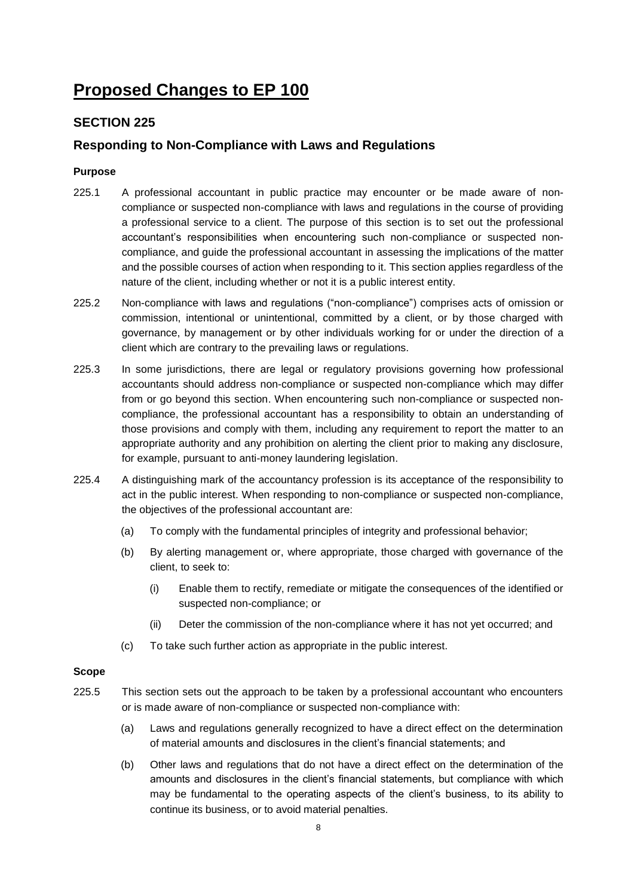# Proposed Changes to EP 100

## SECTION 225

## Responding to Non-Compliance with Laws and Regulations

### Purpose

225.1 A professional accountant in public practice may encounter or be made aware of non-compliance or suspected non-compliance with laws and regulations in the course of providing a professional service to a client. The purpose of this section is to set out the professional accountant's responsibilities when encountering such non-compliance or suspected non-compliance, and guide the professional accountant in assessing the implications of the matter and the possible courses of action when responding to it. This section applies regardless of the nature of the client, including whether or not it is a public interest entity.

225.2 Non-compliance with laws and regulations ("non-compliance") comprises acts of omission or commission, intentional or unintentional, committed by a client, or by those charged with governance, by management or by other individuals working for or under the direction of a client which are contrary to the prevailing laws or regulations.

225.3 In some jurisdictions, there are legal or regulatory provisions governing how professional accountants should address non-compliance or suspected non-compliance which may differ from or go beyond this section. When encountering such non-compliance or suspected non-compliance, the professional accountant has a responsibility to obtain an understanding of those provisions and comply with them, including any requirement to report the matter to an appropriate authority and any prohibition on alerting the client prior to making any disclosure, for example, pursuant to anti-money laundering legislation.

225.4 A distinguishing mark of the accountancy profession is its acceptance of the responsibility to act in the public interest. When responding to non-compliance or suspected non-compliance, the objectives of the professional accountant are:

- (a) To comply with the fundamental principles of integrity and professional behavior;
- (b) By alerting management or, where appropriate, those charged with governance of the client, to seek to:
  - (i) Enable them to rectify, remediate or mitigate the consequences of the identified or suspected non-compliance; or
  - (ii) Deter the commission of the non-compliance where it has not yet occurred; and
- (c) To take such further action as appropriate in the public interest.

### Scope

225.5 This section sets out the approach to be taken by a professional accountant who encounters or is made aware of non-compliance or suspected non-compliance with:

- (a) Laws and regulations generally recognized to have a direct effect on the determination of material amounts and disclosures in the client's financial statements; and
- (b) Other laws and regulations that do not have a direct effect on the determination of the amounts and disclosures in the client's financial statements, but compliance with which may be fundamental to the operating aspects of the client's business, to its ability to continue its business, or to avoid material penalties.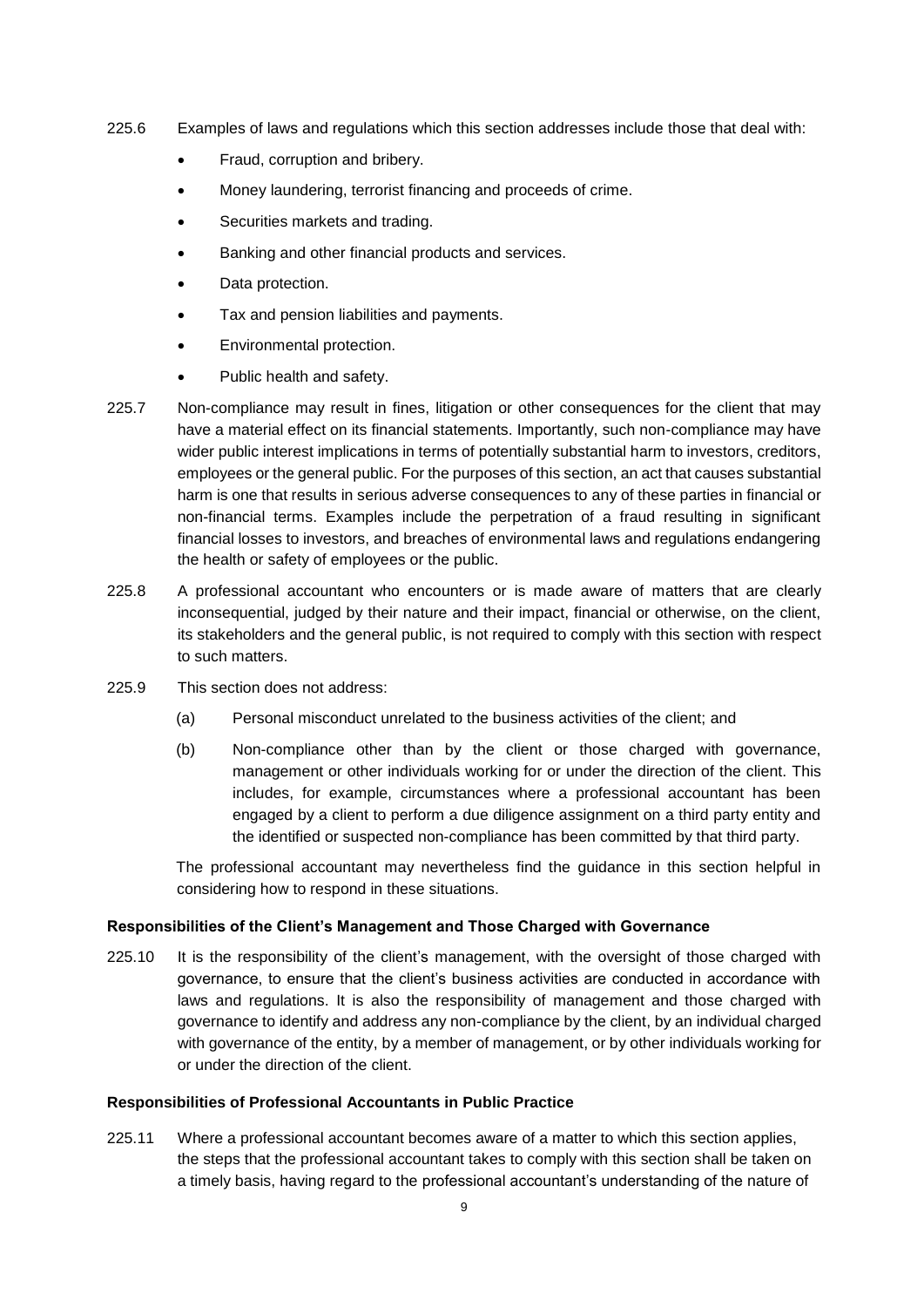225.6 Examples of laws and regulations which this section addresses include those that deal with:

- Fraud, corruption and bribery.
- Money laundering, terrorist financing and proceeds of crime.
- Securities markets and trading.
- Banking and other financial products and services.
- Data protection.
- Tax and pension liabilities and payments.
- Environmental protection.
- Public health and safety.

225.7 Non-compliance may result in fines, litigation or other consequences for the client that may have a material effect on its financial statements. Importantly, such non-compliance may have wider public interest implications in terms of potentially substantial harm to investors, creditors, employees or the general public. For the purposes of this section, an act that causes substantial harm is one that results in serious adverse consequences to any of these parties in financial or non-financial terms. Examples include the perpetration of a fraud resulting in significant financial losses to investors, and breaches of environmental laws and regulations endangering the health or safety of employees or the public.

225.8 A professional accountant who encounters or is made aware of matters that are clearly inconsequential, judged by their nature and their impact, financial or otherwise, on the client, its stakeholders and the general public, is not required to comply with this section with respect to such matters.

225.9 This section does not address:

(a) Personal misconduct unrelated to the business activities of the client; and

(b) Non-compliance other than by the client or those charged with governance, management or other individuals working for or under the direction of the client. This includes, for example, circumstances where a professional accountant has been engaged by a client to perform a due diligence assignment on a third party entity and the identified or suspected non-compliance has been committed by that third party.

The professional accountant may nevertheless find the guidance in this section helpful in considering how to respond in these situations.

**Responsibilities of the Client's Management and Those Charged with Governance**

225.10 It is the responsibility of the client's management, with the oversight of those charged with governance, to ensure that the client's business activities are conducted in accordance with laws and regulations. It is also the responsibility of management and those charged with governance to identify and address any non-compliance by the client, by an individual charged with governance of the entity, by a member of management, or by other individuals working for or under the direction of the client.

**Responsibilities of Professional Accountants in Public Practice**

225.11 Where a professional accountant becomes aware of a matter to which this section applies, the steps that the professional accountant takes to comply with this section shall be taken on a timely basis, having regard to the professional accountant's understanding of the nature of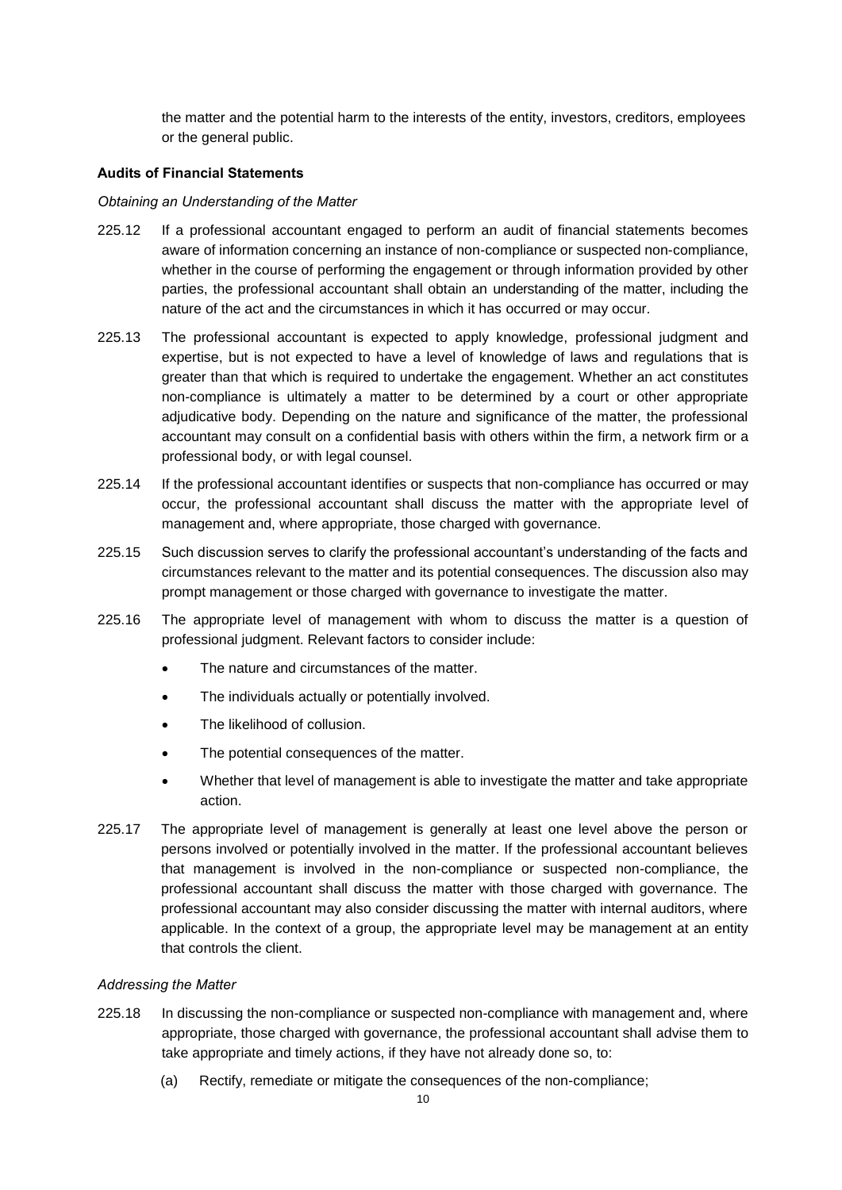the matter and the potential harm to the interests of the entity, investors, creditors, employees or the general public.

**Audits of Financial Statements**

*Obtaining an Understanding of the Matter*

225.12 If a professional accountant engaged to perform an audit of financial statements becomes aware of information concerning an instance of non-compliance or suspected non-compliance, whether in the course of performing the engagement or through information provided by other parties, the professional accountant shall obtain an understanding of the matter, including the nature of the act and the circumstances in which it has occurred or may occur.

225.13 The professional accountant is expected to apply knowledge, professional judgment and expertise, but is not expected to have a level of knowledge of laws and regulations that is greater than that which is required to undertake the engagement. Whether an act constitutes non-compliance is ultimately a matter to be determined by a court or other appropriate adjudicative body. Depending on the nature and significance of the matter, the professional accountant may consult on a confidential basis with others within the firm, a network firm or a professional body, or with legal counsel.

225.14 If the professional accountant identifies or suspects that non-compliance has occurred or may occur, the professional accountant shall discuss the matter with the appropriate level of management and, where appropriate, those charged with governance.

225.15 Such discussion serves to clarify the professional accountant's understanding of the facts and circumstances relevant to the matter and its potential consequences. The discussion also may prompt management or those charged with governance to investigate the matter.

225.16 The appropriate level of management with whom to discuss the matter is a question of professional judgment. Relevant factors to consider include:

- The nature and circumstances of the matter.
- The individuals actually or potentially involved.
- The likelihood of collusion.
- The potential consequences of the matter.
- Whether that level of management is able to investigate the matter and take appropriate action.

225.17 The appropriate level of management is generally at least one level above the person or persons involved or potentially involved in the matter. If the professional accountant believes that management is involved in the non-compliance or suspected non-compliance, the professional accountant shall discuss the matter with those charged with governance. The professional accountant may also consider discussing the matter with internal auditors, where applicable. In the context of a group, the appropriate level may be management at an entity that controls the client.

*Addressing the Matter*

225.18 In discussing the non-compliance or suspected non-compliance with management and, where appropriate, those charged with governance, the professional accountant shall advise them to take appropriate and timely actions, if they have not already done so, to:

(a) Rectify, remediate or mitigate the consequences of the non-compliance;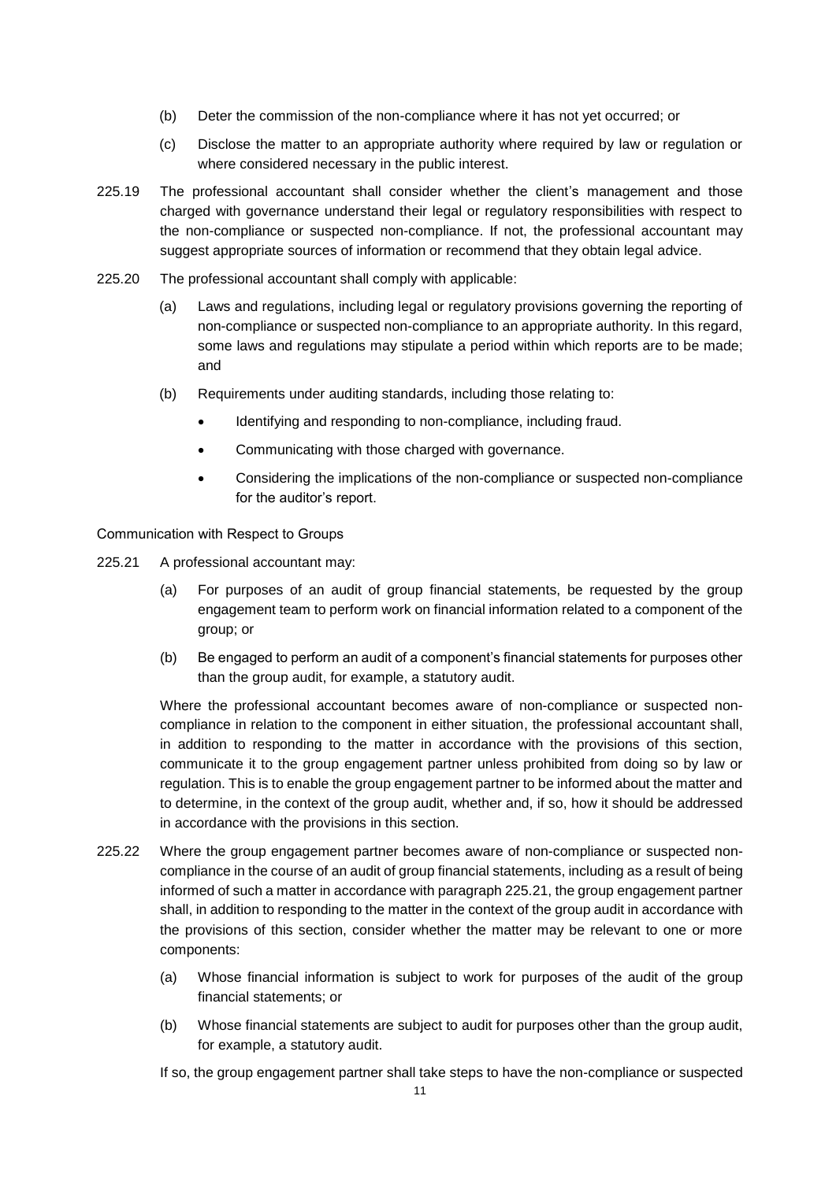(b) Deter the commission of the non-compliance where it has not yet occurred; or

(c) Disclose the matter to an appropriate authority where required by law or regulation or where considered necessary in the public interest.

225.19 The professional accountant shall consider whether the client's management and those charged with governance understand their legal or regulatory responsibilities with respect to the non-compliance or suspected non-compliance. If not, the professional accountant may suggest appropriate sources of information or recommend that they obtain legal advice.

225.20 The professional accountant shall comply with applicable:

(a) Laws and regulations, including legal or regulatory provisions governing the reporting of non-compliance or suspected non-compliance to an appropriate authority. In this regard, some laws and regulations may stipulate a period within which reports are to be made; and

(b) Requirements under auditing standards, including those relating to:

- Identifying and responding to non-compliance, including fraud.
- Communicating with those charged with governance.
- Considering the implications of the non-compliance or suspected non-compliance for the auditor's report.

Communication with Respect to Groups

225.21 A professional accountant may:

(a) For purposes of an audit of group financial statements, be requested by the group engagement team to perform work on financial information related to a component of the group; or

(b) Be engaged to perform an audit of a component's financial statements for purposes other than the group audit, for example, a statutory audit.

Where the professional accountant becomes aware of non-compliance or suspected non-compliance in relation to the component in either situation, the professional accountant shall, in addition to responding to the matter in accordance with the provisions of this section, communicate it to the group engagement partner unless prohibited from doing so by law or regulation. This is to enable the group engagement partner to be informed about the matter and to determine, in the context of the group audit, whether and, if so, how it should be addressed in accordance with the provisions in this section.

225.22 Where the group engagement partner becomes aware of non-compliance or suspected non-compliance in the course of an audit of group financial statements, including as a result of being informed of such a matter in accordance with paragraph 225.21, the group engagement partner shall, in addition to responding to the matter in the context of the group audit in accordance with the provisions of this section, consider whether the matter may be relevant to one or more components:

(a) Whose financial information is subject to work for purposes of the audit of the group financial statements; or

(b) Whose financial statements are subject to audit for purposes other than the group audit, for example, a statutory audit.

If so, the group engagement partner shall take steps to have the non-compliance or suspected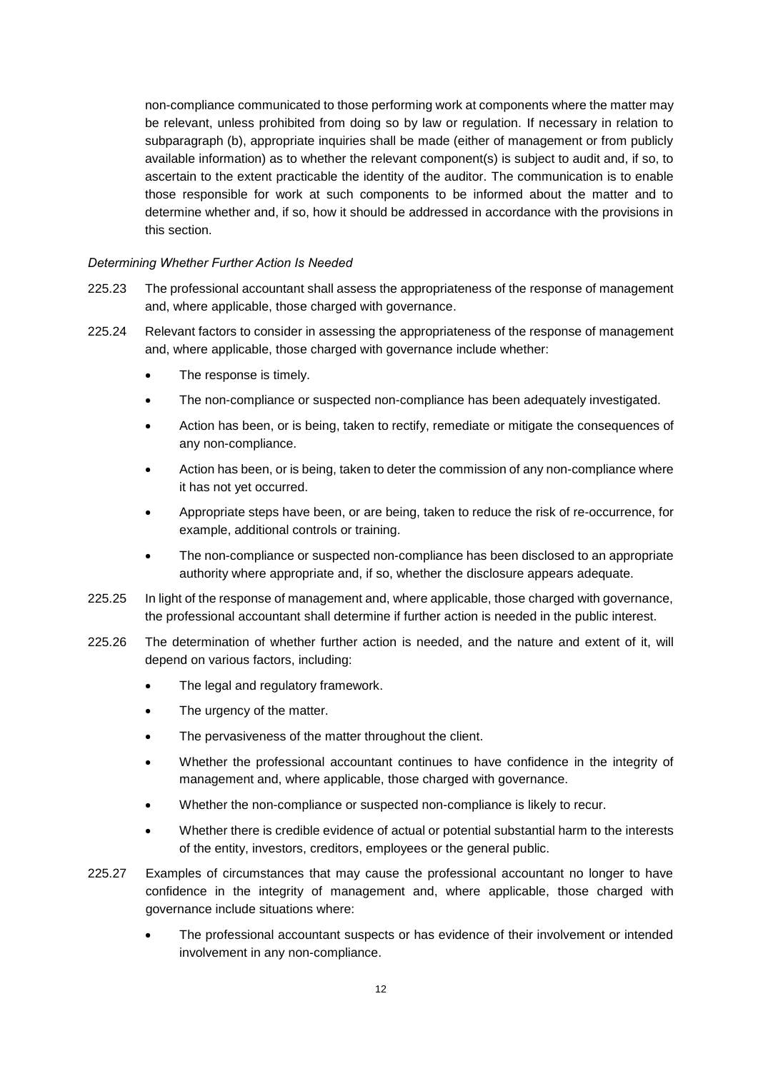non-compliance communicated to those performing work at components where the matter may be relevant, unless prohibited from doing so by law or regulation. If necessary in relation to subparagraph (b), appropriate inquiries shall be made (either of management or from publicly available information) as to whether the relevant component(s) is subject to audit and, if so, to ascertain to the extent practicable the identity of the auditor. The communication is to enable those responsible for work at such components to be informed about the matter and to determine whether and, if so, how it should be addressed in accordance with the provisions in this section.

*Determining Whether Further Action Is Needed*

225.23 The professional accountant shall assess the appropriateness of the response of management and, where applicable, those charged with governance.

225.24 Relevant factors to consider in assessing the appropriateness of the response of management and, where applicable, those charged with governance include whether:

- The response is timely.
- The non-compliance or suspected non-compliance has been adequately investigated.
- Action has been, or is being, taken to rectify, remediate or mitigate the consequences of any non-compliance.
- Action has been, or is being, taken to deter the commission of any non-compliance where it has not yet occurred.
- Appropriate steps have been, or are being, taken to reduce the risk of re-occurrence, for example, additional controls or training.
- The non-compliance or suspected non-compliance has been disclosed to an appropriate authority where appropriate and, if so, whether the disclosure appears adequate.

225.25 In light of the response of management and, where applicable, those charged with governance, the professional accountant shall determine if further action is needed in the public interest.

225.26 The determination of whether further action is needed, and the nature and extent of it, will depend on various factors, including:

- The legal and regulatory framework.
- The urgency of the matter.
- The pervasiveness of the matter throughout the client.
- Whether the professional accountant continues to have confidence in the integrity of management and, where applicable, those charged with governance.
- Whether the non-compliance or suspected non-compliance is likely to recur.
- Whether there is credible evidence of actual or potential substantial harm to the interests of the entity, investors, creditors, employees or the general public.

225.27 Examples of circumstances that may cause the professional accountant no longer to have confidence in the integrity of management and, where applicable, those charged with governance include situations where:

- The professional accountant suspects or has evidence of their involvement or intended involvement in any non-compliance.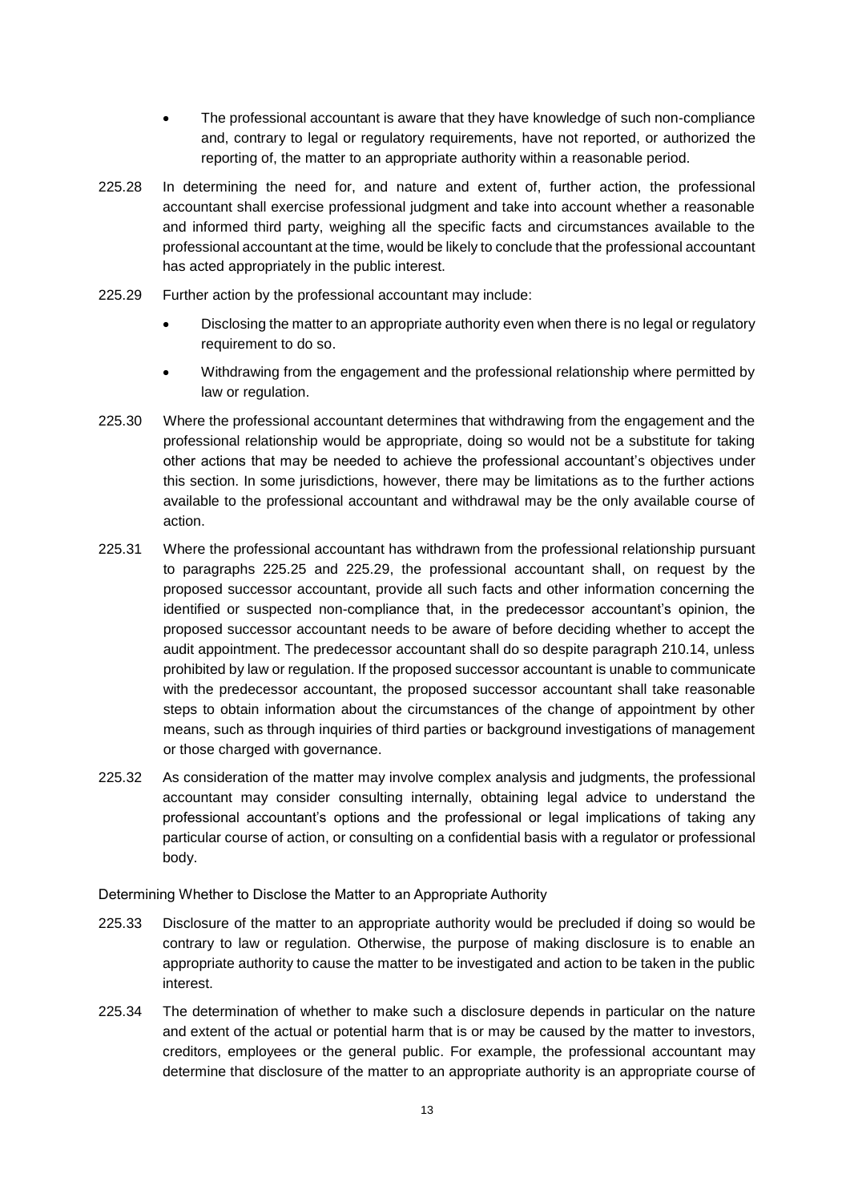- The professional accountant is aware that they have knowledge of such non-compliance and, contrary to legal or regulatory requirements, have not reported, or authorized the reporting of, the matter to an appropriate authority within a reasonable period.

225.28 In determining the need for, and nature and extent of, further action, the professional accountant shall exercise professional judgment and take into account whether a reasonable and informed third party, weighing all the specific facts and circumstances available to the professional accountant at the time, would be likely to conclude that the professional accountant has acted appropriately in the public interest.

225.29 Further action by the professional accountant may include:

- Disclosing the matter to an appropriate authority even when there is no legal or regulatory requirement to do so.
- Withdrawing from the engagement and the professional relationship where permitted by law or regulation.

225.30 Where the professional accountant determines that withdrawing from the engagement and the professional relationship would be appropriate, doing so would not be a substitute for taking other actions that may be needed to achieve the professional accountant's objectives under this section. In some jurisdictions, however, there may be limitations as to the further actions available to the professional accountant and withdrawal may be the only available course of action.

225.31 Where the professional accountant has withdrawn from the professional relationship pursuant to paragraphs 225.25 and 225.29, the professional accountant shall, on request by the proposed successor accountant, provide all such facts and other information concerning the identified or suspected non-compliance that, in the predecessor accountant's opinion, the proposed successor accountant needs to be aware of before deciding whether to accept the audit appointment. The predecessor accountant shall do so despite paragraph 210.14, unless prohibited by law or regulation. If the proposed successor accountant is unable to communicate with the predecessor accountant, the proposed successor accountant shall take reasonable steps to obtain information about the circumstances of the change of appointment by other means, such as through inquiries of third parties or background investigations of management or those charged with governance.

225.32 As consideration of the matter may involve complex analysis and judgments, the professional accountant may consider consulting internally, obtaining legal advice to understand the professional accountant's options and the professional or legal implications of taking any particular course of action, or consulting on a confidential basis with a regulator or professional body.

Determining Whether to Disclose the Matter to an Appropriate Authority

225.33 Disclosure of the matter to an appropriate authority would be precluded if doing so would be contrary to law or regulation. Otherwise, the purpose of making disclosure is to enable an appropriate authority to cause the matter to be investigated and action to be taken in the public interest.

225.34 The determination of whether to make such a disclosure depends in particular on the nature and extent of the actual or potential harm that is or may be caused by the matter to investors, creditors, employees or the general public. For example, the professional accountant may determine that disclosure of the matter to an appropriate authority is an appropriate course of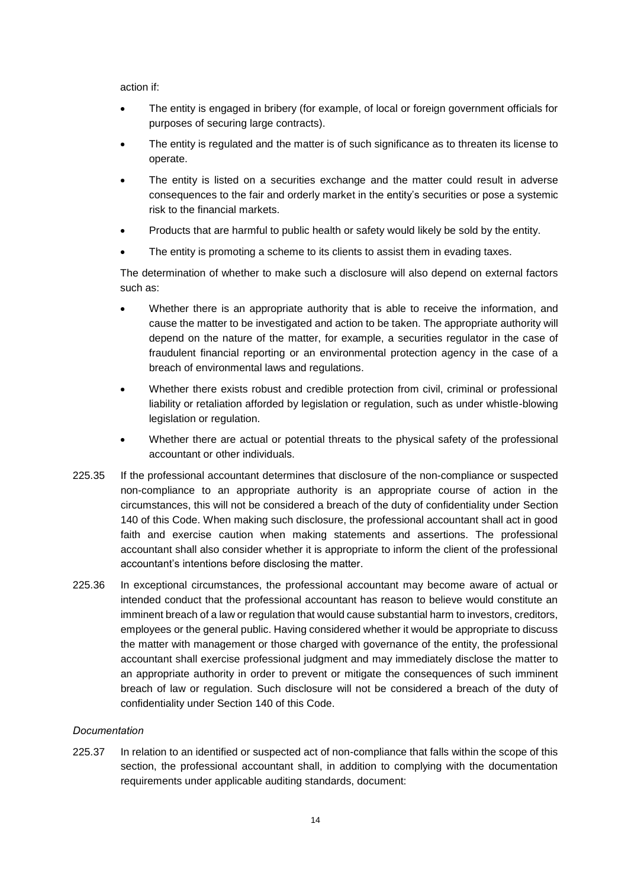action if:

- The entity is engaged in bribery (for example, of local or foreign government officials for purposes of securing large contracts).
- The entity is regulated and the matter is of such significance as to threaten its license to operate.
- The entity is listed on a securities exchange and the matter could result in adverse consequences to the fair and orderly market in the entity's securities or pose a systemic risk to the financial markets.
- Products that are harmful to public health or safety would likely be sold by the entity.
- The entity is promoting a scheme to its clients to assist them in evading taxes.

The determination of whether to make such a disclosure will also depend on external factors such as:

- Whether there is an appropriate authority that is able to receive the information, and cause the matter to be investigated and action to be taken. The appropriate authority will depend on the nature of the matter, for example, a securities regulator in the case of fraudulent financial reporting or an environmental protection agency in the case of a breach of environmental laws and regulations.
- Whether there exists robust and credible protection from civil, criminal or professional liability or retaliation afforded by legislation or regulation, such as under whistle-blowing legislation or regulation.
- Whether there are actual or potential threats to the physical safety of the professional accountant or other individuals.

225.35 If the professional accountant determines that disclosure of the non-compliance or suspected non-compliance to an appropriate authority is an appropriate course of action in the circumstances, this will not be considered a breach of the duty of confidentiality under Section 140 of this Code. When making such disclosure, the professional accountant shall act in good faith and exercise caution when making statements and assertions. The professional accountant shall also consider whether it is appropriate to inform the client of the professional accountant's intentions before disclosing the matter.

225.36 In exceptional circumstances, the professional accountant may become aware of actual or intended conduct that the professional accountant has reason to believe would constitute an imminent breach of a law or regulation that would cause substantial harm to investors, creditors, employees or the general public. Having considered whether it would be appropriate to discuss the matter with management or those charged with governance of the entity, the professional accountant shall exercise professional judgment and may immediately disclose the matter to an appropriate authority in order to prevent or mitigate the consequences of such imminent breach of law or regulation. Such disclosure will not be considered a breach of the duty of confidentiality under Section 140 of this Code.

*Documentation*

225.37 In relation to an identified or suspected act of non-compliance that falls within the scope of this section, the professional accountant shall, in addition to complying with the documentation requirements under applicable auditing standards, document: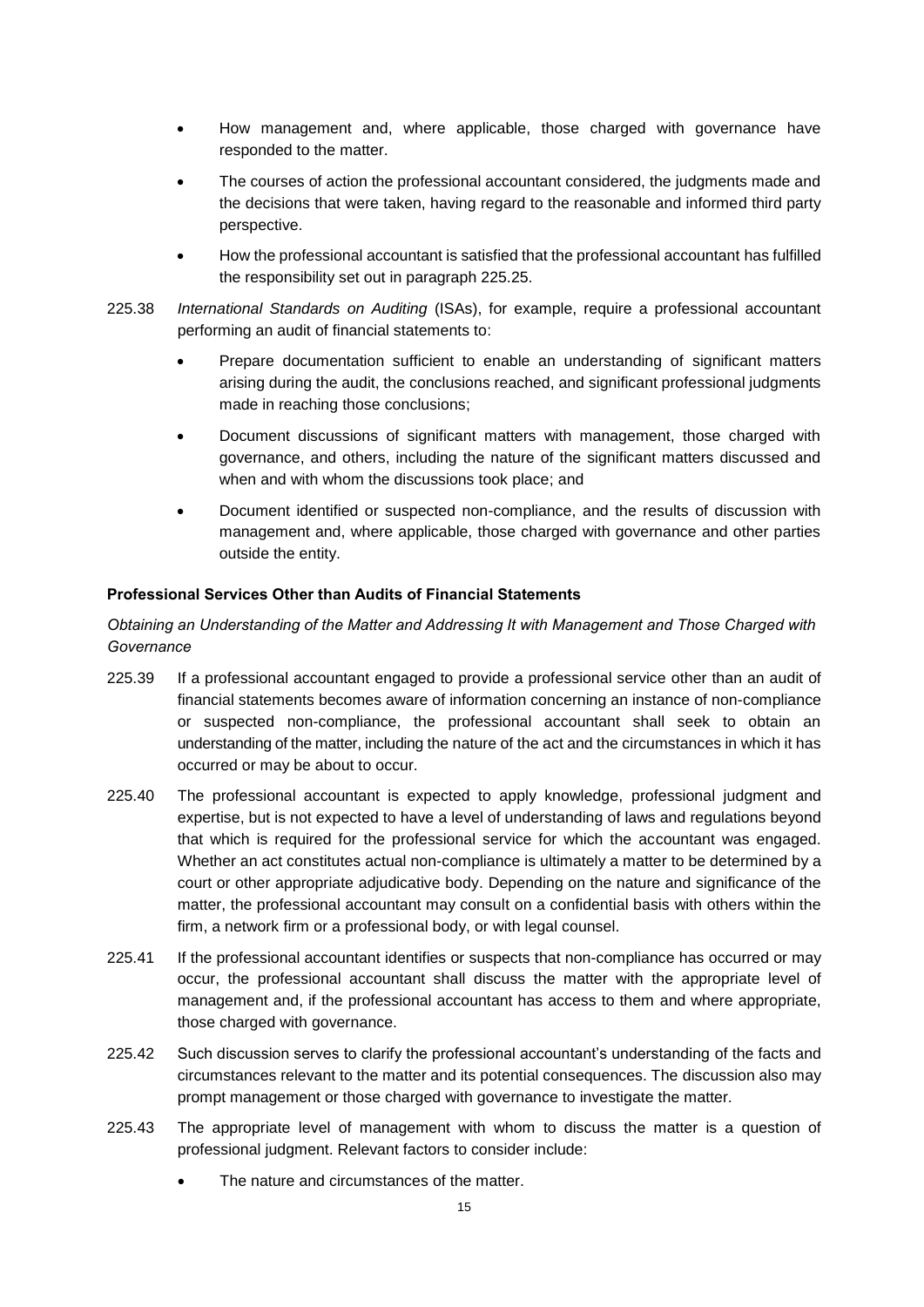- How management and, where applicable, those charged with governance have responded to the matter.
- The courses of action the professional accountant considered, the judgments made and the decisions that were taken, having regard to the reasonable and informed third party perspective.
- How the professional accountant is satisfied that the professional accountant has fulfilled the responsibility set out in paragraph 225.25.

225.38 *International Standards on Auditing* (ISAs), for example, require a professional accountant performing an audit of financial statements to:

- Prepare documentation sufficient to enable an understanding of significant matters arising during the audit, the conclusions reached, and significant professional judgments made in reaching those conclusions;
- Document discussions of significant matters with management, those charged with governance, and others, including the nature of the significant matters discussed and when and with whom the discussions took place; and
- Document identified or suspected non-compliance, and the results of discussion with management and, where applicable, those charged with governance and other parties outside the entity.

**Professional Services Other than Audits of Financial Statements**

*Obtaining an Understanding of the Matter and Addressing It with Management and Those Charged with Governance*

225.39 If a professional accountant engaged to provide a professional service other than an audit of financial statements becomes aware of information concerning an instance of non-compliance or suspected non-compliance, the professional accountant shall seek to obtain an understanding of the matter, including the nature of the act and the circumstances in which it has occurred or may be about to occur.

225.40 The professional accountant is expected to apply knowledge, professional judgment and expertise, but is not expected to have a level of understanding of laws and regulations beyond that which is required for the professional service for which the accountant was engaged. Whether an act constitutes actual non-compliance is ultimately a matter to be determined by a court or other appropriate adjudicative body. Depending on the nature and significance of the matter, the professional accountant may consult on a confidential basis with others within the firm, a network firm or a professional body, or with legal counsel.

225.41 If the professional accountant identifies or suspects that non-compliance has occurred or may occur, the professional accountant shall discuss the matter with the appropriate level of management and, if the professional accountant has access to them and where appropriate, those charged with governance.

225.42 Such discussion serves to clarify the professional accountant's understanding of the facts and circumstances relevant to the matter and its potential consequences. The discussion also may prompt management or those charged with governance to investigate the matter.

225.43 The appropriate level of management with whom to discuss the matter is a question of professional judgment. Relevant factors to consider include:

- The nature and circumstances of the matter.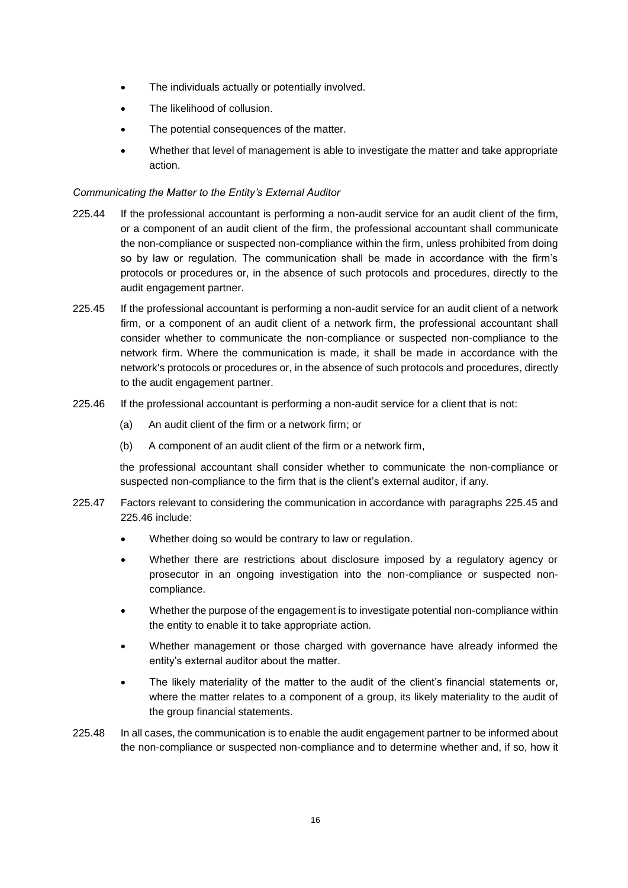- The individuals actually or potentially involved.
- The likelihood of collusion.
- The potential consequences of the matter.
- Whether that level of management is able to investigate the matter and take appropriate action.

*Communicating the Matter to the Entity's External Auditor*

225.44 If the professional accountant is performing a non-audit service for an audit client of the firm, or a component of an audit client of the firm, the professional accountant shall communicate the non-compliance or suspected non-compliance within the firm, unless prohibited from doing so by law or regulation. The communication shall be made in accordance with the firm's protocols or procedures or, in the absence of such protocols and procedures, directly to the audit engagement partner.

225.45 If the professional accountant is performing a non-audit service for an audit client of a network firm, or a component of an audit client of a network firm, the professional accountant shall consider whether to communicate the non-compliance or suspected non-compliance to the network firm. Where the communication is made, it shall be made in accordance with the network's protocols or procedures or, in the absence of such protocols and procedures, directly to the audit engagement partner.

225.46 If the professional accountant is performing a non-audit service for a client that is not:

(a) An audit client of the firm or a network firm; or

(b) A component of an audit client of the firm or a network firm,

the professional accountant shall consider whether to communicate the non-compliance or suspected non-compliance to the firm that is the client's external auditor, if any.

225.47 Factors relevant to considering the communication in accordance with paragraphs 225.45 and 225.46 include:

- Whether doing so would be contrary to law or regulation.
- Whether there are restrictions about disclosure imposed by a regulatory agency or prosecutor in an ongoing investigation into the non-compliance or suspected non-compliance.
- Whether the purpose of the engagement is to investigate potential non-compliance within the entity to enable it to take appropriate action.
- Whether management or those charged with governance have already informed the entity's external auditor about the matter.
- The likely materiality of the matter to the audit of the client's financial statements or, where the matter relates to a component of a group, its likely materiality to the audit of the group financial statements.

225.48 In all cases, the communication is to enable the audit engagement partner to be informed about the non-compliance or suspected non-compliance and to determine whether and, if so, how it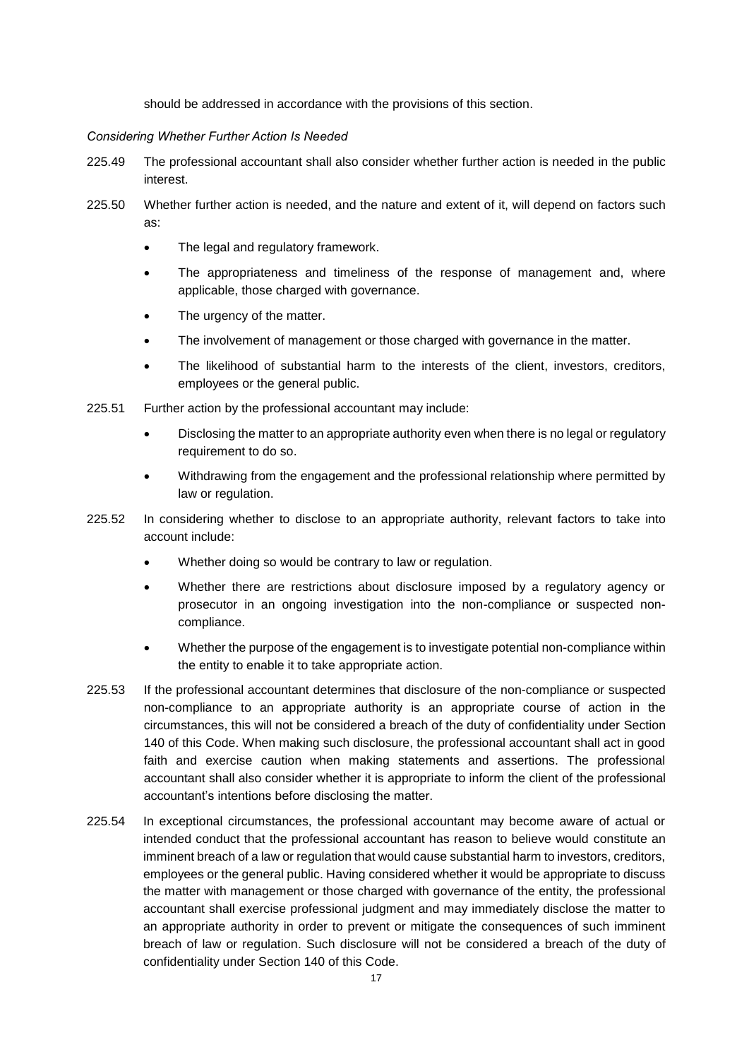should be addressed in accordance with the provisions of this section.

*Considering Whether Further Action Is Needed*

225.49 The professional accountant shall also consider whether further action is needed in the public interest.

225.50 Whether further action is needed, and the nature and extent of it, will depend on factors such as:

- The legal and regulatory framework.
- The appropriateness and timeliness of the response of management and, where applicable, those charged with governance.
- The urgency of the matter.
- The involvement of management or those charged with governance in the matter.
- The likelihood of substantial harm to the interests of the client, investors, creditors, employees or the general public.

225.51 Further action by the professional accountant may include:

- Disclosing the matter to an appropriate authority even when there is no legal or regulatory requirement to do so.
- Withdrawing from the engagement and the professional relationship where permitted by law or regulation.

225.52 In considering whether to disclose to an appropriate authority, relevant factors to take into account include:

- Whether doing so would be contrary to law or regulation.
- Whether there are restrictions about disclosure imposed by a regulatory agency or prosecutor in an ongoing investigation into the non-compliance or suspected non-compliance.
- Whether the purpose of the engagement is to investigate potential non-compliance within the entity to enable it to take appropriate action.

225.53 If the professional accountant determines that disclosure of the non-compliance or suspected non-compliance to an appropriate authority is an appropriate course of action in the circumstances, this will not be considered a breach of the duty of confidentiality under Section 140 of this Code. When making such disclosure, the professional accountant shall act in good faith and exercise caution when making statements and assertions. The professional accountant shall also consider whether it is appropriate to inform the client of the professional accountant's intentions before disclosing the matter.

225.54 In exceptional circumstances, the professional accountant may become aware of actual or intended conduct that the professional accountant has reason to believe would constitute an imminent breach of a law or regulation that would cause substantial harm to investors, creditors, employees or the general public. Having considered whether it would be appropriate to discuss the matter with management or those charged with governance of the entity, the professional accountant shall exercise professional judgment and may immediately disclose the matter to an appropriate authority in order to prevent or mitigate the consequences of such imminent breach of law or regulation. Such disclosure will not be considered a breach of the duty of confidentiality under Section 140 of this Code.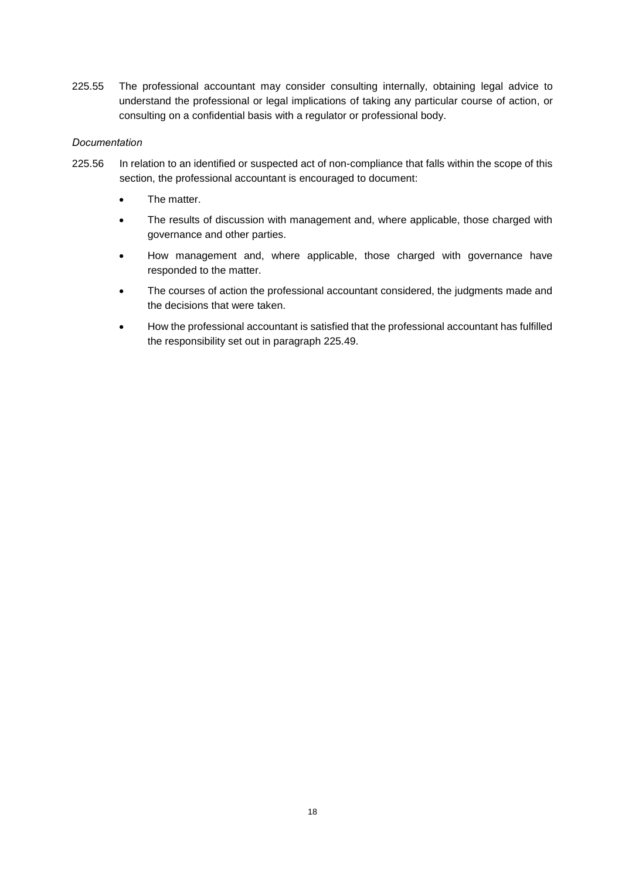225.55 The professional accountant may consider consulting internally, obtaining legal advice to understand the professional or legal implications of taking any particular course of action, or consulting on a confidential basis with a regulator or professional body.

*Documentation*

225.56 In relation to an identified or suspected act of non-compliance that falls within the scope of this section, the professional accountant is encouraged to document:

- The matter.
- The results of discussion with management and, where applicable, those charged with governance and other parties.
- How management and, where applicable, those charged with governance have responded to the matter.
- The courses of action the professional accountant considered, the judgments made and the decisions that were taken.
- How the professional accountant is satisfied that the professional accountant has fulfilled the responsibility set out in paragraph 225.49.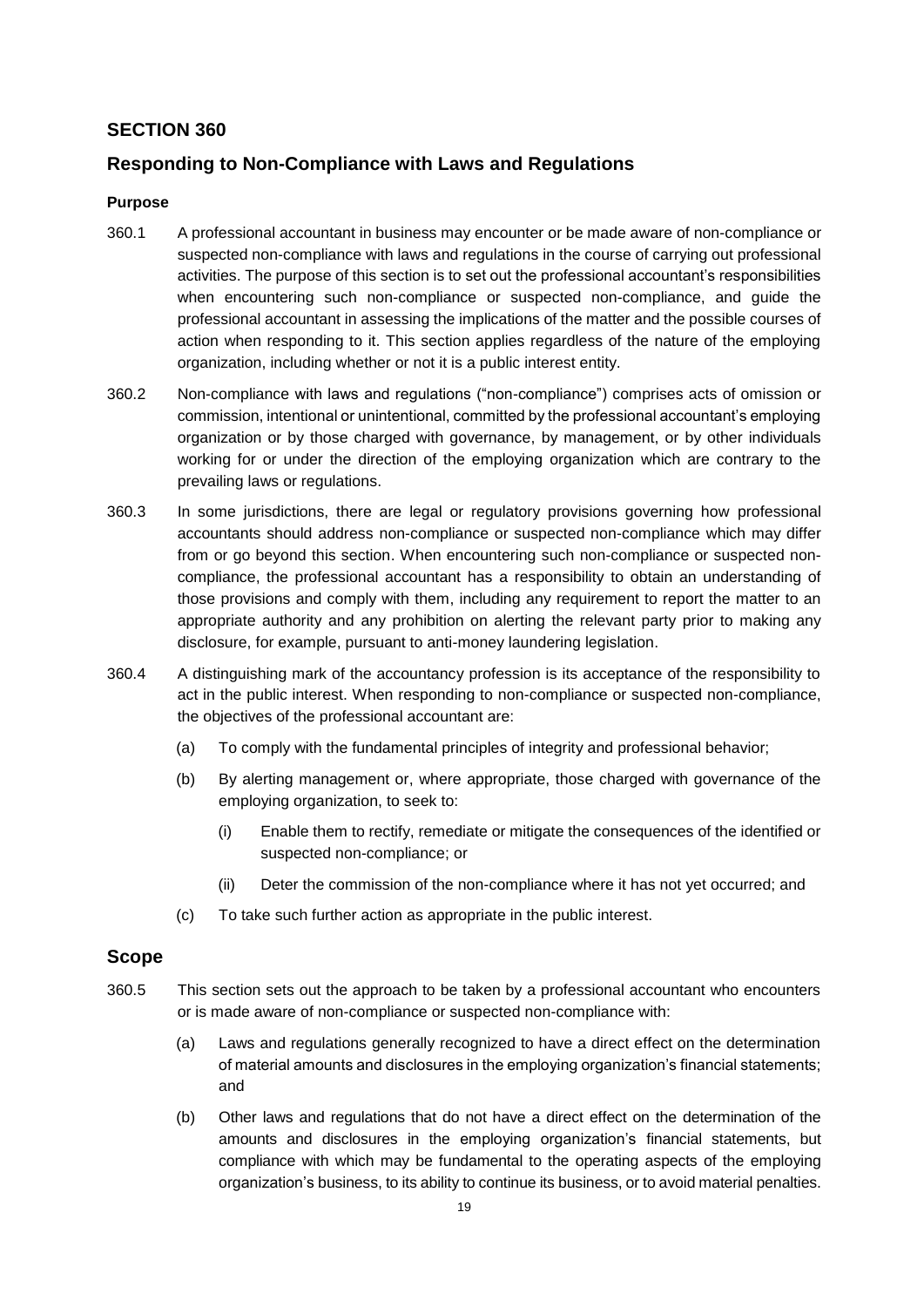## SECTION 360

## Responding to Non-Compliance with Laws and Regulations

### Purpose

360.1 A professional accountant in business may encounter or be made aware of non-compliance or suspected non-compliance with laws and regulations in the course of carrying out professional activities. The purpose of this section is to set out the professional accountant's responsibilities when encountering such non-compliance or suspected non-compliance, and guide the professional accountant in assessing the implications of the matter and the possible courses of action when responding to it. This section applies regardless of the nature of the employing organization, including whether or not it is a public interest entity.

360.2 Non-compliance with laws and regulations ("non-compliance") comprises acts of omission or commission, intentional or unintentional, committed by the professional accountant's employing organization or by those charged with governance, by management, or by other individuals working for or under the direction of the employing organization which are contrary to the prevailing laws or regulations.

360.3 In some jurisdictions, there are legal or regulatory provisions governing how professional accountants should address non-compliance or suspected non-compliance which may differ from or go beyond this section. When encountering such non-compliance or suspected non-compliance, the professional accountant has a responsibility to obtain an understanding of those provisions and comply with them, including any requirement to report the matter to an appropriate authority and any prohibition on alerting the relevant party prior to making any disclosure, for example, pursuant to anti-money laundering legislation.

360.4 A distinguishing mark of the accountancy profession is its acceptance of the responsibility to act in the public interest. When responding to non-compliance or suspected non-compliance, the objectives of the professional accountant are:

(a) To comply with the fundamental principles of integrity and professional behavior;

(b) By alerting management or, where appropriate, those charged with governance of the employing organization, to seek to:

 (i) Enable them to rectify, remediate or mitigate the consequences of the identified or suspected non-compliance; or

 (ii) Deter the commission of the non-compliance where it has not yet occurred; and

(c) To take such further action as appropriate in the public interest.

## Scope

360.5 This section sets out the approach to be taken by a professional accountant who encounters or is made aware of non-compliance or suspected non-compliance with:

(a) Laws and regulations generally recognized to have a direct effect on the determination of material amounts and disclosures in the employing organization's financial statements; and

(b) Other laws and regulations that do not have a direct effect on the determination of the amounts and disclosures in the employing organization's financial statements, but compliance with which may be fundamental to the operating aspects of the employing organization's business, to its ability to continue its business, or to avoid material penalties.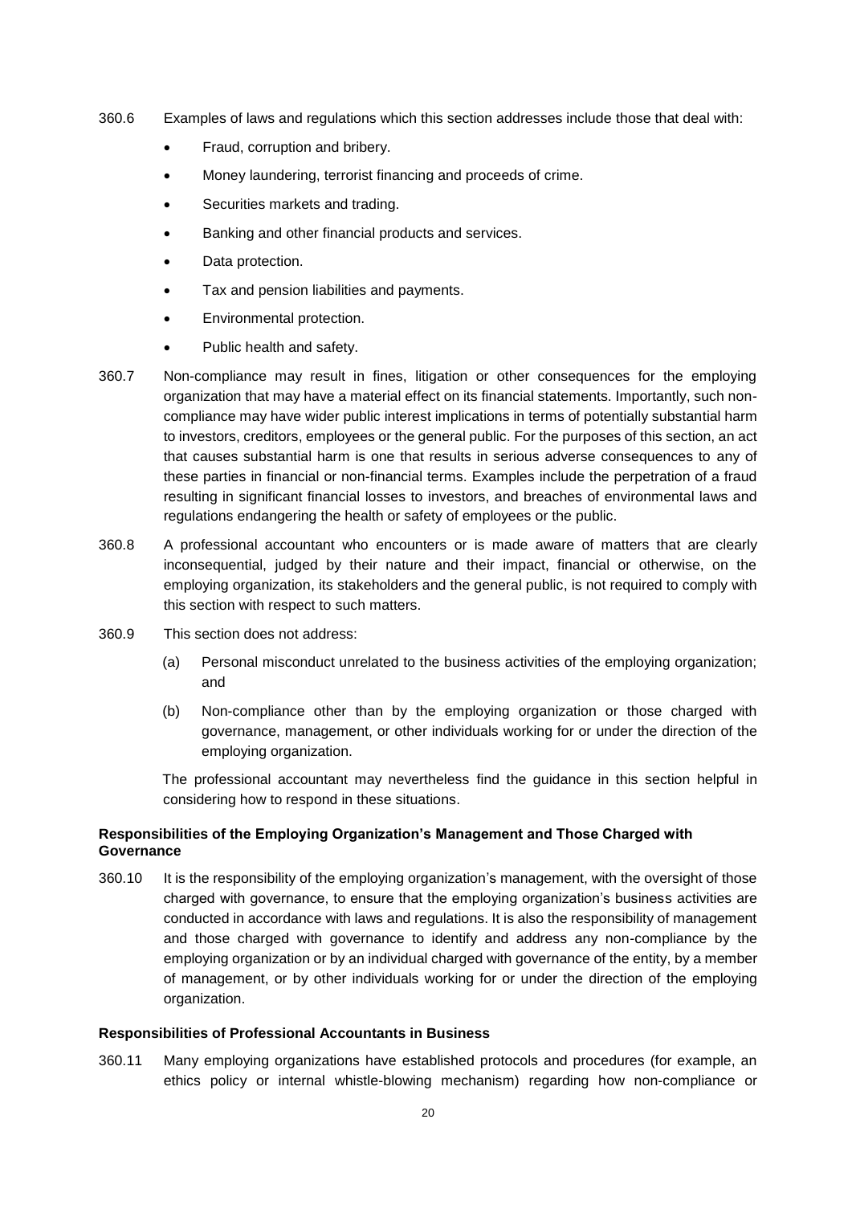360.6 Examples of laws and regulations which this section addresses include those that deal with:

- Fraud, corruption and bribery.
- Money laundering, terrorist financing and proceeds of crime.
- Securities markets and trading.
- Banking and other financial products and services.
- Data protection.
- Tax and pension liabilities and payments.
- Environmental protection.
- Public health and safety.

360.7 Non-compliance may result in fines, litigation or other consequences for the employing organization that may have a material effect on its financial statements. Importantly, such non-compliance may have wider public interest implications in terms of potentially substantial harm to investors, creditors, employees or the general public. For the purposes of this section, an act that causes substantial harm is one that results in serious adverse consequences to any of these parties in financial or non-financial terms. Examples include the perpetration of a fraud resulting in significant financial losses to investors, and breaches of environmental laws and regulations endangering the health or safety of employees or the public.

360.8 A professional accountant who encounters or is made aware of matters that are clearly inconsequential, judged by their nature and their impact, financial or otherwise, on the employing organization, its stakeholders and the general public, is not required to comply with this section with respect to such matters.

360.9 This section does not address:

(a) Personal misconduct unrelated to the business activities of the employing organization; and

(b) Non-compliance other than by the employing organization or those charged with governance, management, or other individuals working for or under the direction of the employing organization.

The professional accountant may nevertheless find the guidance in this section helpful in considering how to respond in these situations.

**Responsibilities of the Employing Organization's Management and Those Charged with Governance**

360.10 It is the responsibility of the employing organization's management, with the oversight of those charged with governance, to ensure that the employing organization's business activities are conducted in accordance with laws and regulations. It is also the responsibility of management and those charged with governance to identify and address any non-compliance by the employing organization or by an individual charged with governance of the entity, by a member of management, or by other individuals working for or under the direction of the employing organization.

**Responsibilities of Professional Accountants in Business**

360.11 Many employing organizations have established protocols and procedures (for example, an ethics policy or internal whistle-blowing mechanism) regarding how non-compliance or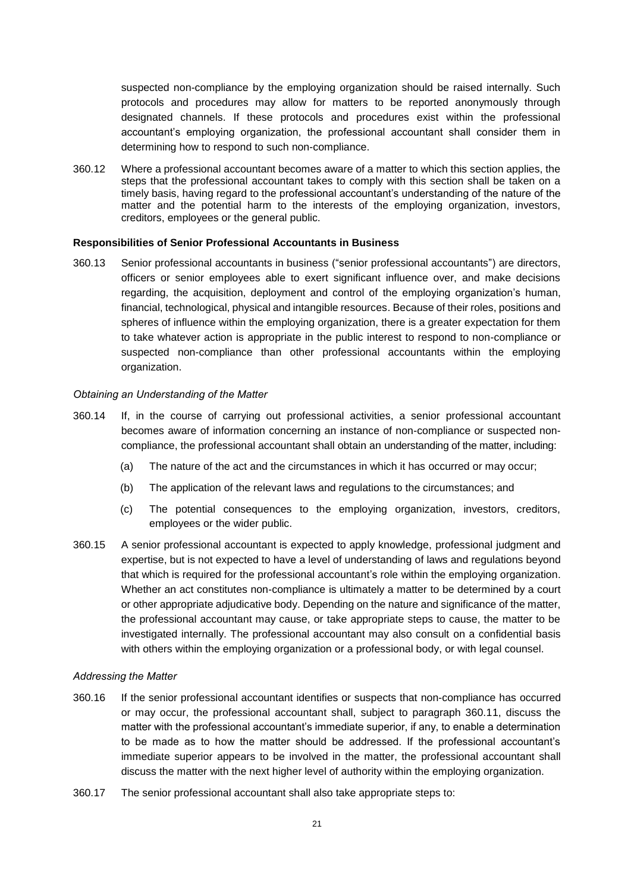suspected non-compliance by the employing organization should be raised internally. Such protocols and procedures may allow for matters to be reported anonymously through designated channels. If these protocols and procedures exist within the professional accountant's employing organization, the professional accountant shall consider them in determining how to respond to such non-compliance.

360.12 Where a professional accountant becomes aware of a matter to which this section applies, the steps that the professional accountant takes to comply with this section shall be taken on a timely basis, having regard to the professional accountant's understanding of the nature of the matter and the potential harm to the interests of the employing organization, investors, creditors, employees or the general public.

**Responsibilities of Senior Professional Accountants in Business**

360.13 Senior professional accountants in business ("senior professional accountants") are directors, officers or senior employees able to exert significant influence over, and make decisions regarding, the acquisition, deployment and control of the employing organization's human, financial, technological, physical and intangible resources. Because of their roles, positions and spheres of influence within the employing organization, there is a greater expectation for them to take whatever action is appropriate in the public interest to respond to non-compliance or suspected non-compliance than other professional accountants within the employing organization.

*Obtaining an Understanding of the Matter*

360.14 If, in the course of carrying out professional activities, a senior professional accountant becomes aware of information concerning an instance of non-compliance or suspected non-compliance, the professional accountant shall obtain an understanding of the matter, including:

(a) The nature of the act and the circumstances in which it has occurred or may occur;

(b) The application of the relevant laws and regulations to the circumstances; and

(c) The potential consequences to the employing organization, investors, creditors, employees or the wider public.

360.15 A senior professional accountant is expected to apply knowledge, professional judgment and expertise, but is not expected to have a level of understanding of laws and regulations beyond that which is required for the professional accountant's role within the employing organization. Whether an act constitutes non-compliance is ultimately a matter to be determined by a court or other appropriate adjudicative body. Depending on the nature and significance of the matter, the professional accountant may cause, or take appropriate steps to cause, the matter to be investigated internally. The professional accountant may also consult on a confidential basis with others within the employing organization or a professional body, or with legal counsel.

*Addressing the Matter*

360.16 If the senior professional accountant identifies or suspects that non-compliance has occurred or may occur, the professional accountant shall, subject to paragraph 360.11, discuss the matter with the professional accountant's immediate superior, if any, to enable a determination to be made as to how the matter should be addressed. If the professional accountant's immediate superior appears to be involved in the matter, the professional accountant shall discuss the matter with the next higher level of authority within the employing organization.

360.17 The senior professional accountant shall also take appropriate steps to: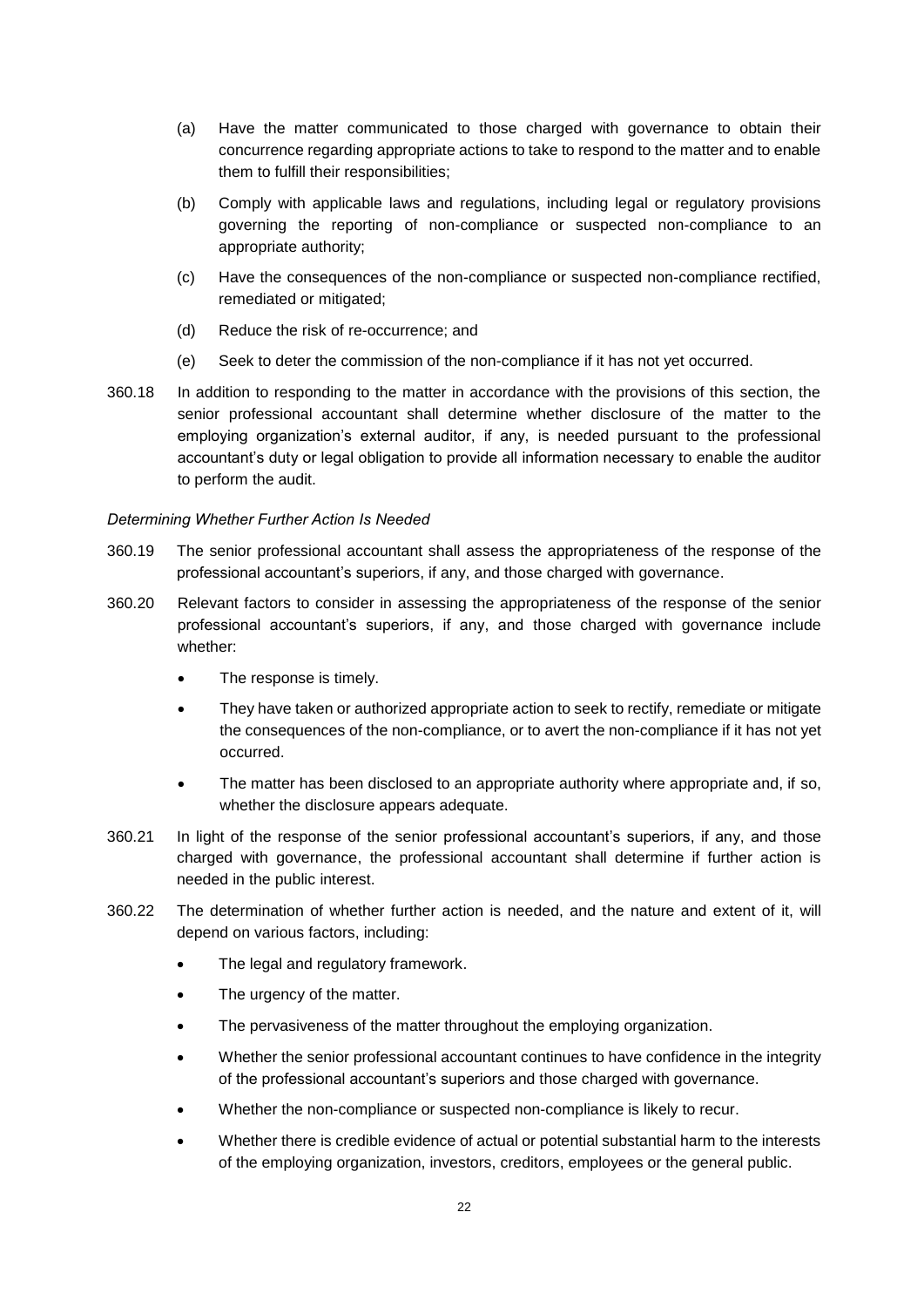(a) Have the matter communicated to those charged with governance to obtain their concurrence regarding appropriate actions to take to respond to the matter and to enable them to fulfill their responsibilities;

(b) Comply with applicable laws and regulations, including legal or regulatory provisions governing the reporting of non-compliance or suspected non-compliance to an appropriate authority;

(c) Have the consequences of the non-compliance or suspected non-compliance rectified, remediated or mitigated;

(d) Reduce the risk of re-occurrence; and

(e) Seek to deter the commission of the non-compliance if it has not yet occurred.

360.18 In addition to responding to the matter in accordance with the provisions of this section, the senior professional accountant shall determine whether disclosure of the matter to the employing organization's external auditor, if any, is needed pursuant to the professional accountant's duty or legal obligation to provide all information necessary to enable the auditor to perform the audit.

*Determining Whether Further Action Is Needed*

360.19 The senior professional accountant shall assess the appropriateness of the response of the professional accountant's superiors, if any, and those charged with governance.

360.20 Relevant factors to consider in assessing the appropriateness of the response of the senior professional accountant's superiors, if any, and those charged with governance include whether:

- The response is timely.
- They have taken or authorized appropriate action to seek to rectify, remediate or mitigate the consequences of the non-compliance, or to avert the non-compliance if it has not yet occurred.
- The matter has been disclosed to an appropriate authority where appropriate and, if so, whether the disclosure appears adequate.

360.21 In light of the response of the senior professional accountant's superiors, if any, and those charged with governance, the professional accountant shall determine if further action is needed in the public interest.

360.22 The determination of whether further action is needed, and the nature and extent of it, will depend on various factors, including:

- The legal and regulatory framework.
- The urgency of the matter.
- The pervasiveness of the matter throughout the employing organization.
- Whether the senior professional accountant continues to have confidence in the integrity of the professional accountant's superiors and those charged with governance.
- Whether the non-compliance or suspected non-compliance is likely to recur.
- Whether there is credible evidence of actual or potential substantial harm to the interests of the employing organization, investors, creditors, employees or the general public.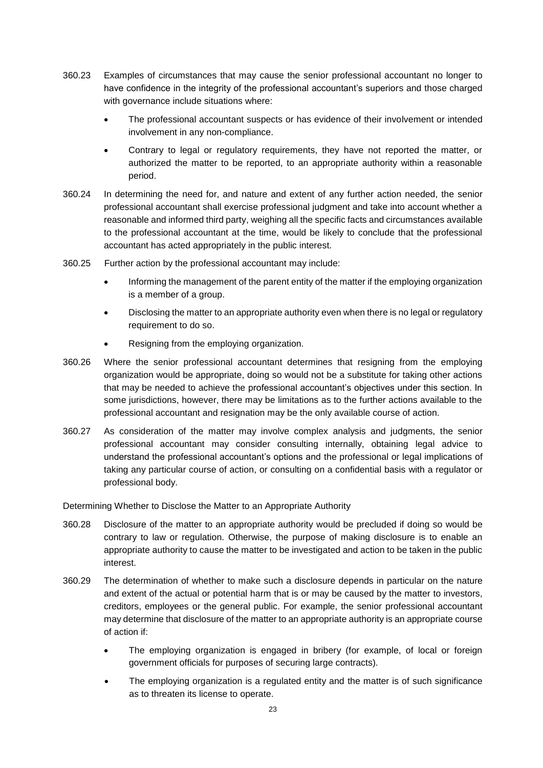360.23 Examples of circumstances that may cause the senior professional accountant no longer to have confidence in the integrity of the professional accountant's superiors and those charged with governance include situations where:

- The professional accountant suspects or has evidence of their involvement or intended involvement in any non-compliance.
- Contrary to legal or regulatory requirements, they have not reported the matter, or authorized the matter to be reported, to an appropriate authority within a reasonable period.

360.24 In determining the need for, and nature and extent of any further action needed, the senior professional accountant shall exercise professional judgment and take into account whether a reasonable and informed third party, weighing all the specific facts and circumstances available to the professional accountant at the time, would be likely to conclude that the professional accountant has acted appropriately in the public interest.

360.25 Further action by the professional accountant may include:

- Informing the management of the parent entity of the matter if the employing organization is a member of a group.
- Disclosing the matter to an appropriate authority even when there is no legal or regulatory requirement to do so.
- Resigning from the employing organization.

360.26 Where the senior professional accountant determines that resigning from the employing organization would be appropriate, doing so would not be a substitute for taking other actions that may be needed to achieve the professional accountant's objectives under this section. In some jurisdictions, however, there may be limitations as to the further actions available to the professional accountant and resignation may be the only available course of action.

360.27 As consideration of the matter may involve complex analysis and judgments, the senior professional accountant may consider consulting internally, obtaining legal advice to understand the professional accountant's options and the professional or legal implications of taking any particular course of action, or consulting on a confidential basis with a regulator or professional body.

Determining Whether to Disclose the Matter to an Appropriate Authority

360.28 Disclosure of the matter to an appropriate authority would be precluded if doing so would be contrary to law or regulation. Otherwise, the purpose of making disclosure is to enable an appropriate authority to cause the matter to be investigated and action to be taken in the public interest.

360.29 The determination of whether to make such a disclosure depends in particular on the nature and extent of the actual or potential harm that is or may be caused by the matter to investors, creditors, employees or the general public. For example, the senior professional accountant may determine that disclosure of the matter to an appropriate authority is an appropriate course of action if:

- The employing organization is engaged in bribery (for example, of local or foreign government officials for purposes of securing large contracts).
- The employing organization is a regulated entity and the matter is of such significance as to threaten its license to operate.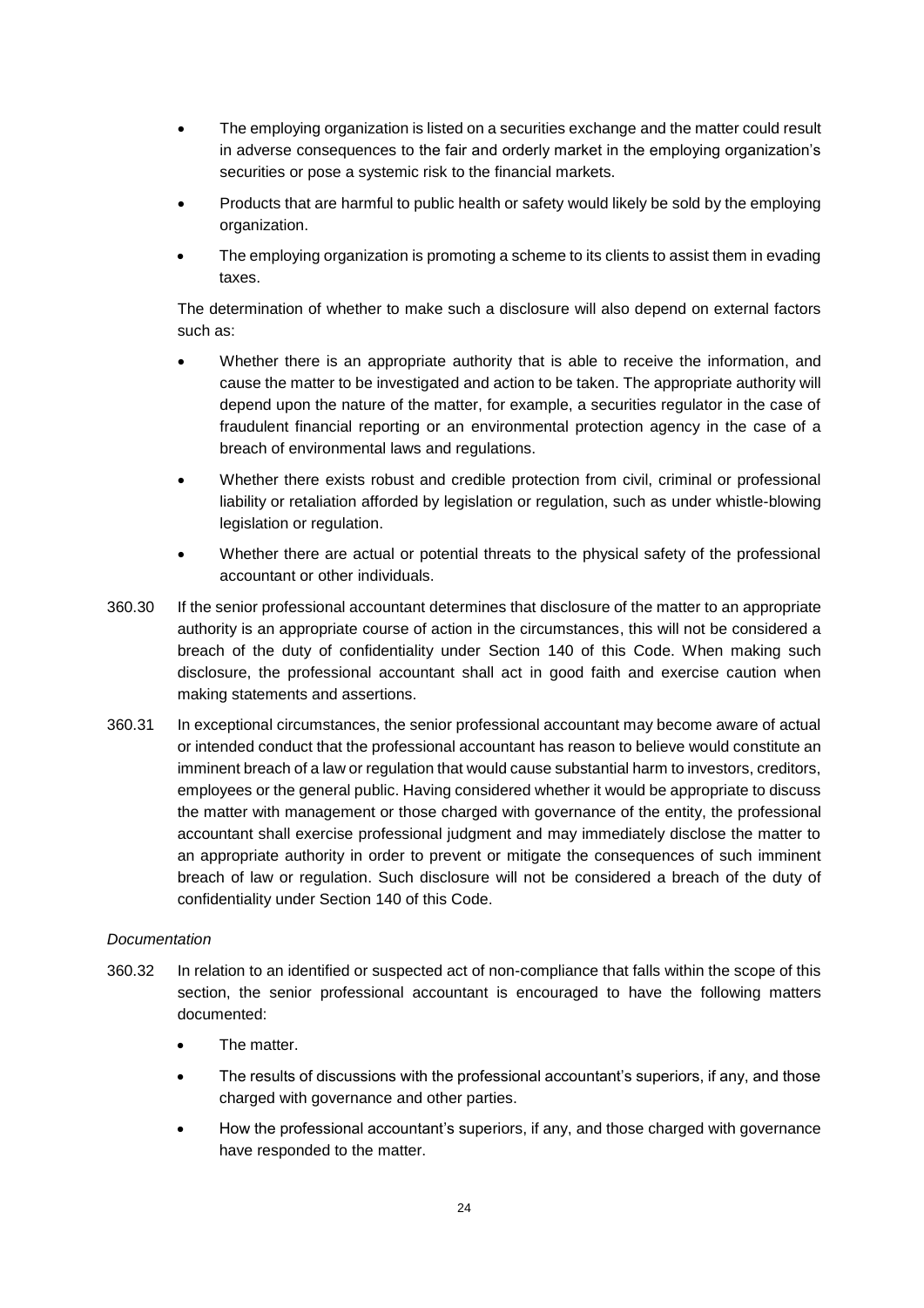- The employing organization is listed on a securities exchange and the matter could result in adverse consequences to the fair and orderly market in the employing organization's securities or pose a systemic risk to the financial markets.
- Products that are harmful to public health or safety would likely be sold by the employing organization.
- The employing organization is promoting a scheme to its clients to assist them in evading taxes.

The determination of whether to make such a disclosure will also depend on external factors such as:

- Whether there is an appropriate authority that is able to receive the information, and cause the matter to be investigated and action to be taken. The appropriate authority will depend upon the nature of the matter, for example, a securities regulator in the case of fraudulent financial reporting or an environmental protection agency in the case of a breach of environmental laws and regulations.
- Whether there exists robust and credible protection from civil, criminal or professional liability or retaliation afforded by legislation or regulation, such as under whistle-blowing legislation or regulation.
- Whether there are actual or potential threats to the physical safety of the professional accountant or other individuals.

360.30 If the senior professional accountant determines that disclosure of the matter to an appropriate authority is an appropriate course of action in the circumstances, this will not be considered a breach of the duty of confidentiality under Section 140 of this Code. When making such disclosure, the professional accountant shall act in good faith and exercise caution when making statements and assertions.

360.31 In exceptional circumstances, the senior professional accountant may become aware of actual or intended conduct that the professional accountant has reason to believe would constitute an imminent breach of a law or regulation that would cause substantial harm to investors, creditors, employees or the general public. Having considered whether it would be appropriate to discuss the matter with management or those charged with governance of the entity, the professional accountant shall exercise professional judgment and may immediately disclose the matter to an appropriate authority in order to prevent or mitigate the consequences of such imminent breach of law or regulation. Such disclosure will not be considered a breach of the duty of confidentiality under Section 140 of this Code.

*Documentation*

360.32 In relation to an identified or suspected act of non-compliance that falls within the scope of this section, the senior professional accountant is encouraged to have the following matters documented:

- The matter.
- The results of discussions with the professional accountant's superiors, if any, and those charged with governance and other parties.
- How the professional accountant's superiors, if any, and those charged with governance have responded to the matter.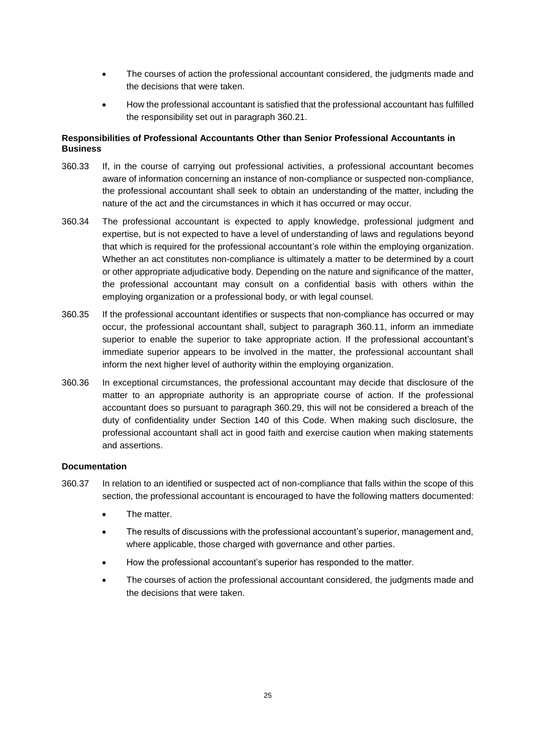- The courses of action the professional accountant considered, the judgments made and the decisions that were taken.
- How the professional accountant is satisfied that the professional accountant has fulfilled the responsibility set out in paragraph 360.21.

**Responsibilities of Professional Accountants Other than Senior Professional Accountants in Business**

360.33 If, in the course of carrying out professional activities, a professional accountant becomes aware of information concerning an instance of non-compliance or suspected non-compliance, the professional accountant shall seek to obtain an understanding of the matter, including the nature of the act and the circumstances in which it has occurred or may occur.

360.34 The professional accountant is expected to apply knowledge, professional judgment and expertise, but is not expected to have a level of understanding of laws and regulations beyond that which is required for the professional accountant's role within the employing organization. Whether an act constitutes non-compliance is ultimately a matter to be determined by a court or other appropriate adjudicative body. Depending on the nature and significance of the matter, the professional accountant may consult on a confidential basis with others within the employing organization or a professional body, or with legal counsel.

360.35 If the professional accountant identifies or suspects that non-compliance has occurred or may occur, the professional accountant shall, subject to paragraph 360.11, inform an immediate superior to enable the superior to take appropriate action. If the professional accountant's immediate superior appears to be involved in the matter, the professional accountant shall inform the next higher level of authority within the employing organization.

360.36 In exceptional circumstances, the professional accountant may decide that disclosure of the matter to an appropriate authority is an appropriate course of action. If the professional accountant does so pursuant to paragraph 360.29, this will not be considered a breach of the duty of confidentiality under Section 140 of this Code. When making such disclosure, the professional accountant shall act in good faith and exercise caution when making statements and assertions.

**Documentation**

360.37 In relation to an identified or suspected act of non-compliance that falls within the scope of this section, the professional accountant is encouraged to have the following matters documented:

- The matter.
- The results of discussions with the professional accountant's superior, management and, where applicable, those charged with governance and other parties.
- How the professional accountant's superior has responded to the matter.
- The courses of action the professional accountant considered, the judgments made and the decisions that were taken.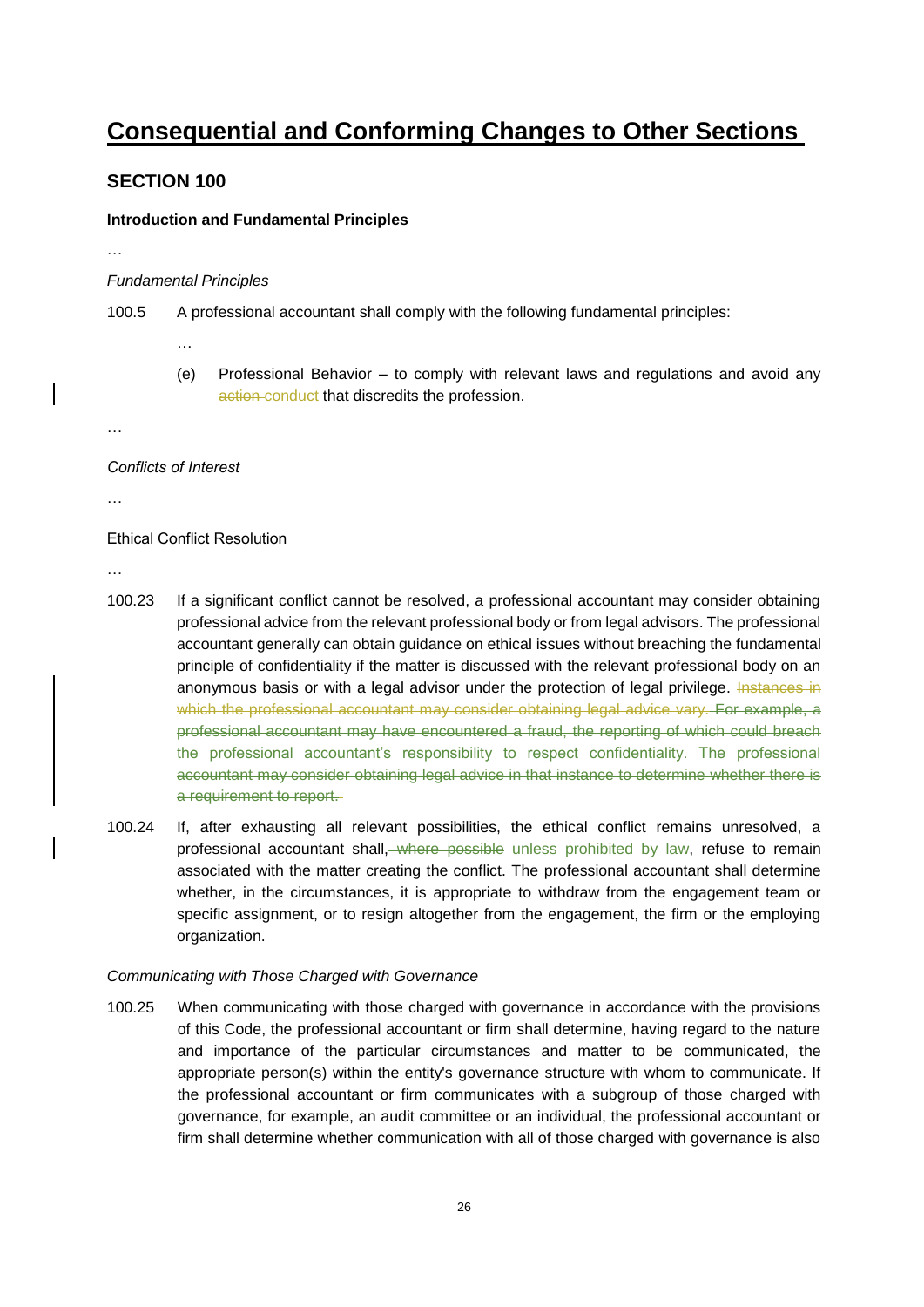# Consequential and Conforming Changes to Other Sections

## SECTION 100

**Introduction and Fundamental Principles**

…

*Fundamental Principles*

100.5 A professional accountant shall comply with the following fundamental principles:

…

(e) Professional Behavior – to comply with relevant laws and regulations and avoid any ~~action~~ conduct that discredits the profession.

…

*Conflicts of Interest*

…

Ethical Conflict Resolution

…

100.23 If a significant conflict cannot be resolved, a professional accountant may consider obtaining professional advice from the relevant professional body or from legal advisors. The professional accountant generally can obtain guidance on ethical issues without breaching the fundamental principle of confidentiality if the matter is discussed with the relevant professional body on an anonymous basis or with a legal advisor under the protection of legal privilege. ~~Instances in which the professional accountant may consider obtaining legal advice vary. For example, a professional accountant may have encountered a fraud, the reporting of which could breach the professional accountant's responsibility to respect confidentiality. The professional accountant may consider obtaining legal advice in that instance to determine whether there is a requirement to report.~~

100.24 If, after exhausting all relevant possibilities, the ethical conflict remains unresolved, a professional accountant shall, ~~where possible~~ unless prohibited by law, refuse to remain associated with the matter creating the conflict. The professional accountant shall determine whether, in the circumstances, it is appropriate to withdraw from the engagement team or specific assignment, or to resign altogether from the engagement, the firm or the employing organization.

*Communicating with Those Charged with Governance*

100.25 When communicating with those charged with governance in accordance with the provisions of this Code, the professional accountant or firm shall determine, having regard to the nature and importance of the particular circumstances and matter to be communicated, the appropriate person(s) within the entity's governance structure with whom to communicate. If the professional accountant or firm communicates with a subgroup of those charged with governance, for example, an audit committee or an individual, the professional accountant or firm shall determine whether communication with all of those charged with governance is also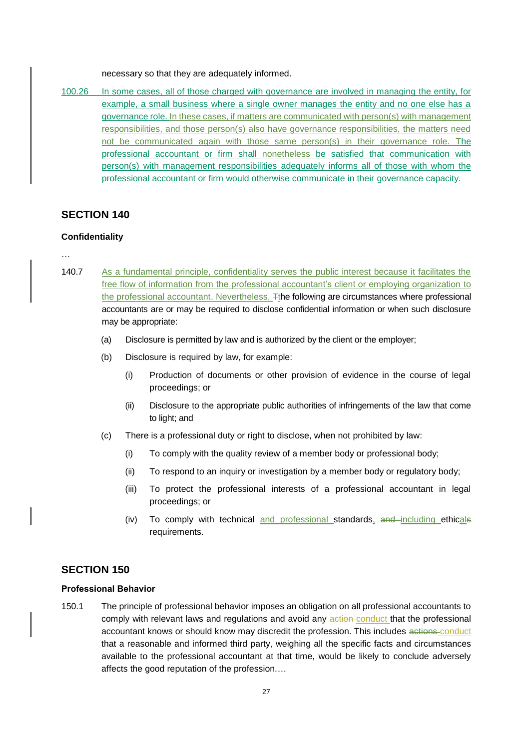necessary so that they are adequately informed.

100.26 In some cases, all of those charged with governance are involved in managing the entity, for example, a small business where a single owner manages the entity and no one else has a governance role. In these cases, if matters are communicated with person(s) with management responsibilities, and those person(s) also have governance responsibilities, the matters need not be communicated again with those same person(s) in their governance role. The professional accountant or firm shall nonetheless be satisfied that communication with person(s) with management responsibilities adequately informs all of those with whom the professional accountant or firm would otherwise communicate in their governance capacity.

## SECTION 140

### Confidentiality

…

140.7 As a fundamental principle, confidentiality serves the public interest because it facilitates the free flow of information from the professional accountant's client or employing organization to the professional accountant. Nevertheless, ~~T~~the following are circumstances where professional accountants are or may be required to disclose confidential information or when such disclosure may be appropriate:

(a) Disclosure is permitted by law and is authorized by the client or the employer;

(b) Disclosure is required by law, for example:

(i) Production of documents or other provision of evidence in the course of legal proceedings; or

(ii) Disclosure to the appropriate public authorities of infringements of the law that come to light; and

(c) There is a professional duty or right to disclose, when not prohibited by law:

(i) To comply with the quality review of a member body or professional body;

(ii) To respond to an inquiry or investigation by a member body or regulatory body;

(iii) To protect the professional interests of a professional accountant in legal proceedings; or

(iv) To comply with technical and professional standards, ~~and~~ including ethical~~s~~ requirements.

## SECTION 150

### Professional Behavior

150.1 The principle of professional behavior imposes an obligation on all professional accountants to comply with relevant laws and regulations and avoid any ~~action~~ conduct that the professional accountant knows or should know may discredit the profession. This includes ~~actions~~ conduct that a reasonable and informed third party, weighing all the specific facts and circumstances available to the professional accountant at that time, would be likely to conclude adversely affects the good reputation of the profession.…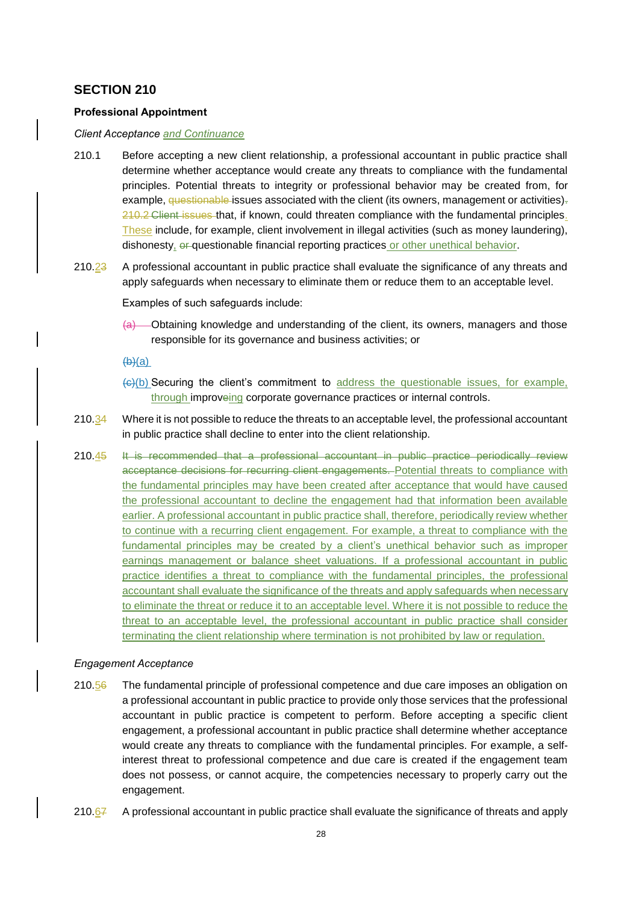## SECTION 210

**Professional Appointment**

*Client Acceptance and Continuance*

210.1 Before accepting a new client relationship, a professional accountant in public practice shall determine whether acceptance would create any threats to compliance with the fundamental principles. Potential threats to integrity or professional behavior may be created from, for example, ~~questionable~~ issues associated with the client (its owners, management or activities)~~.~~ ~~210.2 Client issues~~ that, if known, could threaten compliance with the fundamental principles. These include, for example, client involvement in illegal activities (such as money laundering), dishonesty, ~~or~~ questionable financial reporting practices or other unethical behavior.

210.2~~3~~ A professional accountant in public practice shall evaluate the significance of any threats and apply safeguards when necessary to eliminate them or reduce them to an acceptable level.

Examples of such safeguards include:

~~(a)~~ Obtaining knowledge and understanding of the client, its owners, managers and those responsible for its governance and business activities; or

~~(b)~~(a)

~~(c)~~(b) Securing the client's commitment to address the questionable issues, for example, through improv~~e~~ing corporate governance practices or internal controls.

210.3~~4~~ Where it is not possible to reduce the threats to an acceptable level, the professional accountant in public practice shall decline to enter into the client relationship.

210.4~~5~~ ~~It is recommended that a professional accountant in public practice periodically review acceptance decisions for recurring client engagements.~~ Potential threats to compliance with the fundamental principles may have been created after acceptance that would have caused the professional accountant to decline the engagement had that information been available earlier. A professional accountant in public practice shall, therefore, periodically review whether to continue with a recurring client engagement. For example, a threat to compliance with the fundamental principles may be created by a client's unethical behavior such as improper earnings management or balance sheet valuations. If a professional accountant in public practice identifies a threat to compliance with the fundamental principles, the professional accountant shall evaluate the significance of the threats and apply safeguards when necessary to eliminate the threat or reduce it to an acceptable level. Where it is not possible to reduce the threat to an acceptable level, the professional accountant in public practice shall consider terminating the client relationship where termination is not prohibited by law or regulation.

*Engagement Acceptance*

210.5~~6~~ The fundamental principle of professional competence and due care imposes an obligation on a professional accountant in public practice to provide only those services that the professional accountant in public practice is competent to perform. Before accepting a specific client engagement, a professional accountant in public practice shall determine whether acceptance would create any threats to compliance with the fundamental principles. For example, a self-interest threat to professional competence and due care is created if the engagement team does not possess, or cannot acquire, the competencies necessary to properly carry out the engagement.

210.6~~7~~ A professional accountant in public practice shall evaluate the significance of threats and apply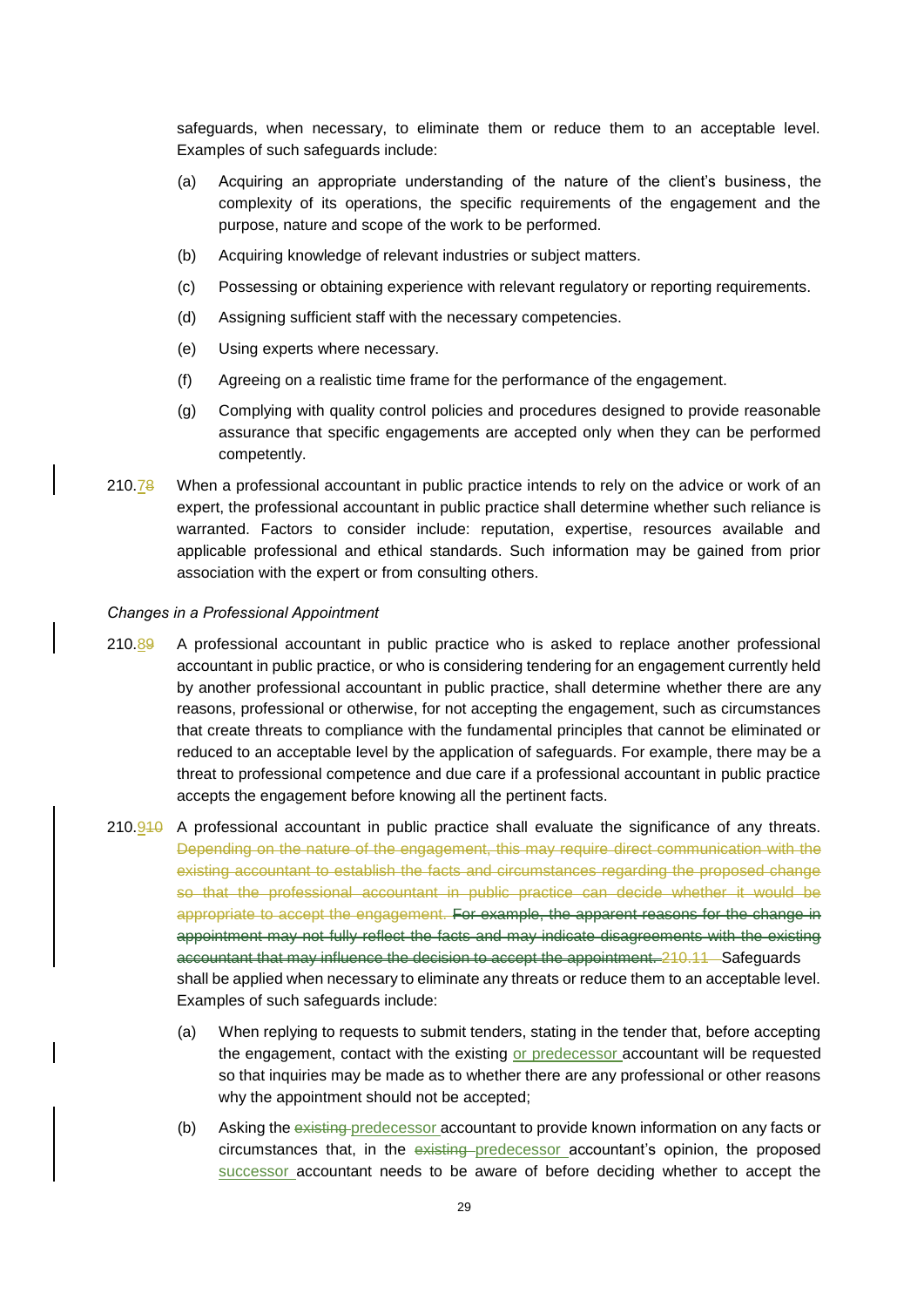safeguards, when necessary, to eliminate them or reduce them to an acceptable level. Examples of such safeguards include:

(a) Acquiring an appropriate understanding of the nature of the client's business, the complexity of its operations, the specific requirements of the engagement and the purpose, nature and scope of the work to be performed.

(b) Acquiring knowledge of relevant industries or subject matters.

(c) Possessing or obtaining experience with relevant regulatory or reporting requirements.

(d) Assigning sufficient staff with the necessary competencies.

(e) Using experts where necessary.

(f) Agreeing on a realistic time frame for the performance of the engagement.

(g) Complying with quality control policies and procedures designed to provide reasonable assurance that specific engagements are accepted only when they can be performed competently.

210.7~~8~~ When a professional accountant in public practice intends to rely on the advice or work of an expert, the professional accountant in public practice shall determine whether such reliance is warranted. Factors to consider include: reputation, expertise, resources available and applicable professional and ethical standards. Such information may be gained from prior association with the expert or from consulting others.

*Changes in a Professional Appointment*

210.8~~9~~ A professional accountant in public practice who is asked to replace another professional accountant in public practice, or who is considering tendering for an engagement currently held by another professional accountant in public practice, shall determine whether there are any reasons, professional or otherwise, for not accepting the engagement, such as circumstances that create threats to compliance with the fundamental principles that cannot be eliminated or reduced to an acceptable level by the application of safeguards. For example, there may be a threat to professional competence and due care if a professional accountant in public practice accepts the engagement before knowing all the pertinent facts.

210.9~~10~~ A professional accountant in public practice shall evaluate the significance of any threats. ~~Depending on the nature of the engagement, this may require direct communication with the existing accountant to establish the facts and circumstances regarding the proposed change so that the professional accountant in public practice can decide whether it would be appropriate to accept the engagement. For example, the apparent reasons for the change in appointment may not fully reflect the facts and may indicate disagreements with the existing accountant that may influence the decision to accept the appointment. 210.11~~ Safeguards shall be applied when necessary to eliminate any threats or reduce them to an acceptable level. Examples of such safeguards include:

(a) When replying to requests to submit tenders, stating in the tender that, before accepting the engagement, contact with the existing or predecessor accountant will be requested so that inquiries may be made as to whether there are any professional or other reasons why the appointment should not be accepted;

(b) Asking the ~~existing~~ predecessor accountant to provide known information on any facts or circumstances that, in the ~~existing~~ predecessor accountant's opinion, the proposed successor accountant needs to be aware of before deciding whether to accept the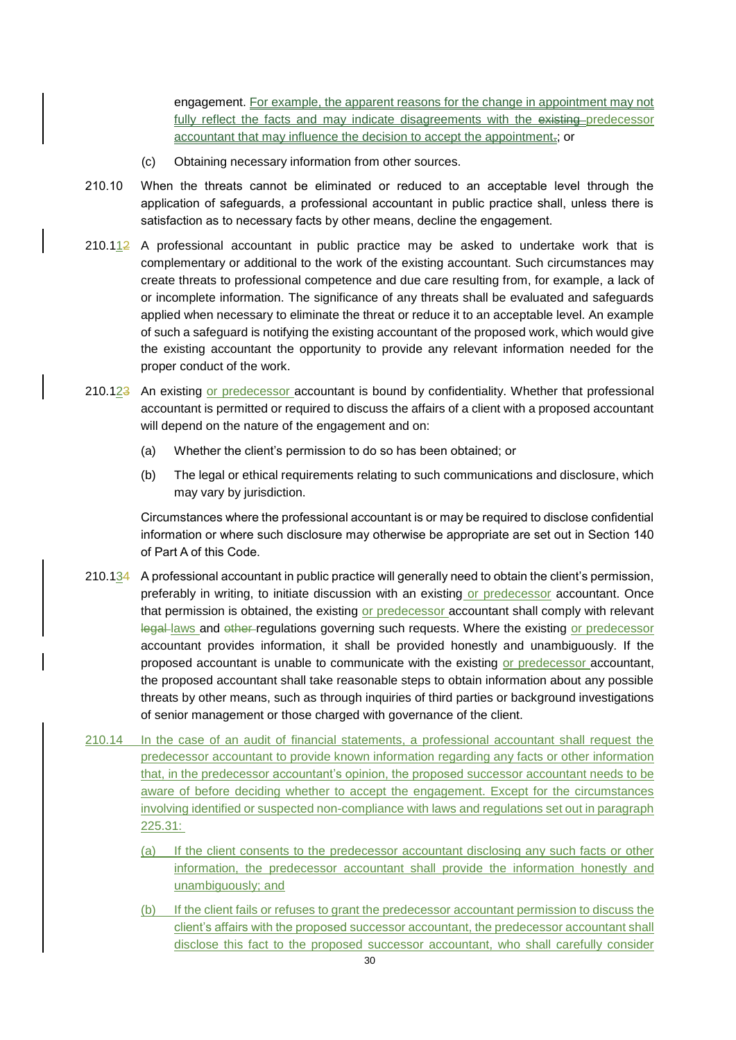engagement. For example, the apparent reasons for the change in appointment may not fully reflect the facts and may indicate disagreements with the ~~existing~~ predecessor accountant that may influence the decision to accept the appointment.; or

(c) Obtaining necessary information from other sources.

210.10 When the threats cannot be eliminated or reduced to an acceptable level through the application of safeguards, a professional accountant in public practice shall, unless there is satisfaction as to necessary facts by other means, decline the engagement.

210.1~~2~~1 A professional accountant in public practice may be asked to undertake work that is complementary or additional to the work of the existing accountant. Such circumstances may create threats to professional competence and due care resulting from, for example, a lack of or incomplete information. The significance of any threats shall be evaluated and safeguards applied when necessary to eliminate the threat or reduce it to an acceptable level. An example of such a safeguard is notifying the existing accountant of the proposed work, which would give the existing accountant the opportunity to provide any relevant information needed for the proper conduct of the work.

210.1~~3~~2 An existing or predecessor accountant is bound by confidentiality. Whether that professional accountant is permitted or required to discuss the affairs of a client with a proposed accountant will depend on the nature of the engagement and on:

(a) Whether the client's permission to do so has been obtained; or

(b) The legal or ethical requirements relating to such communications and disclosure, which may vary by jurisdiction.

Circumstances where the professional accountant is or may be required to disclose confidential information or where such disclosure may otherwise be appropriate are set out in Section 140 of Part A of this Code.

210.1~~4~~3 A professional accountant in public practice will generally need to obtain the client's permission, preferably in writing, to initiate discussion with an existing or predecessor accountant. Once that permission is obtained, the existing or predecessor accountant shall comply with relevant ~~legal~~ laws and ~~other~~ regulations governing such requests. Where the existing or predecessor accountant provides information, it shall be provided honestly and unambiguously. If the proposed accountant is unable to communicate with the existing or predecessor accountant, the proposed accountant shall take reasonable steps to obtain information about any possible threats by other means, such as through inquiries of third parties or background investigations of senior management or those charged with governance of the client.

210.14 In the case of an audit of financial statements, a professional accountant shall request the predecessor accountant to provide known information regarding any facts or other information that, in the predecessor accountant's opinion, the proposed successor accountant needs to be aware of before deciding whether to accept the engagement. Except for the circumstances involving identified or suspected non-compliance with laws and regulations set out in paragraph 225.31:

(a) If the client consents to the predecessor accountant disclosing any such facts or other information, the predecessor accountant shall provide the information honestly and unambiguously; and

(b) If the client fails or refuses to grant the predecessor accountant permission to discuss the client's affairs with the proposed successor accountant, the predecessor accountant shall disclose this fact to the proposed successor accountant, who shall carefully consider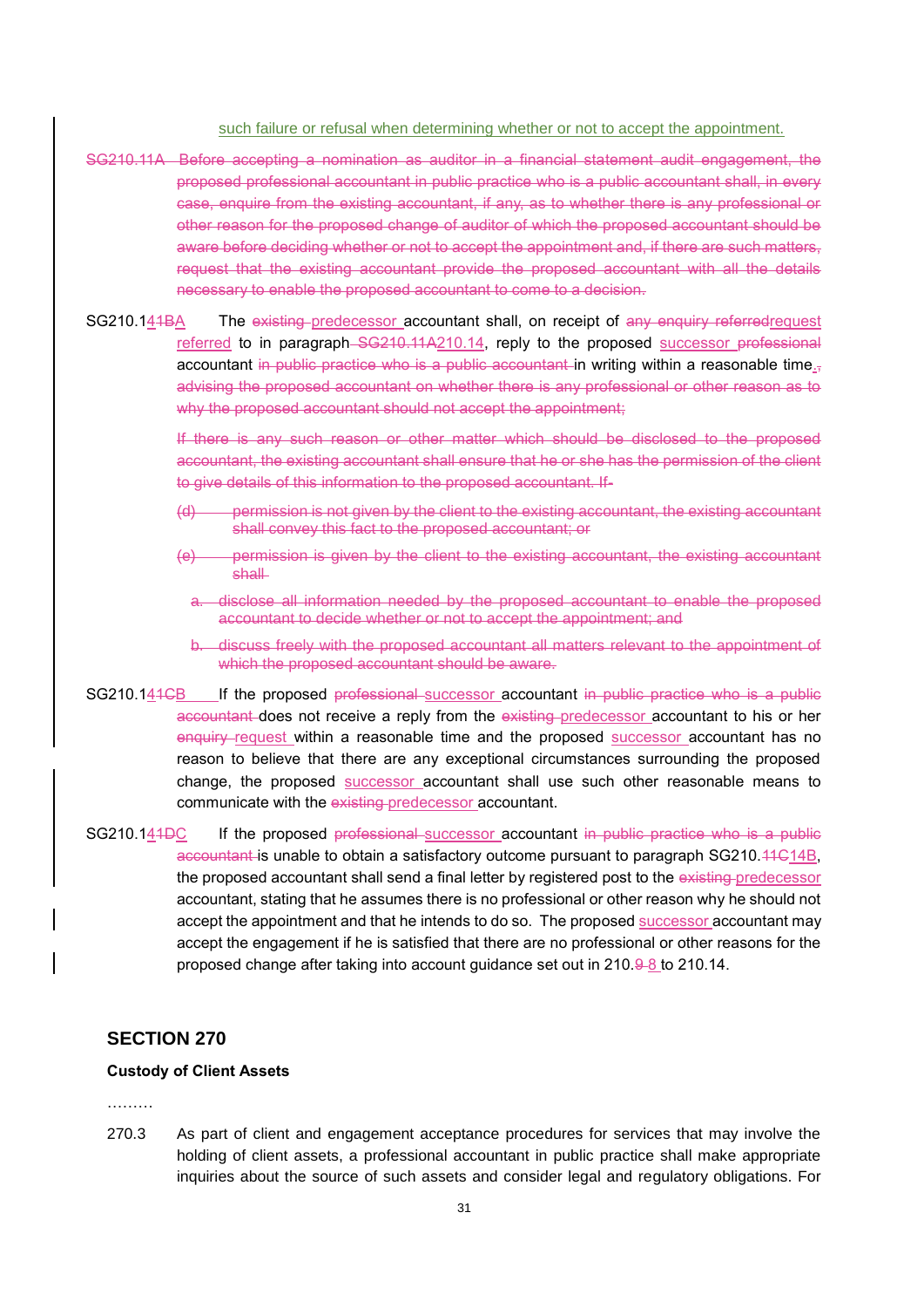such failure or refusal when determining whether or not to accept the appointment.

~~SG210.11A Before accepting a nomination as auditor in a financial statement audit engagement, the proposed professional accountant in public practice who is a public accountant shall, in every case, enquire from the existing accountant, if any, as to whether there is any professional or other reason for the proposed change of auditor of which the proposed accountant should be aware before deciding whether or not to accept the appointment and, if there are such matters, request that the existing accountant provide the proposed accountant with all the details necessary to enable the proposed accountant to come to a decision.~~

SG210.1~~1B~~4A The ~~existing~~ predecessor accountant shall, on receipt of ~~any enquiry referred~~request referred to in paragraph ~~SG210.11A~~210.14, reply to the proposed successor ~~professional~~ accountant ~~in public practice who is a public accountant~~ in writing within a reasonable time.~~, advising the proposed accountant on whether there is any professional or other reason as to why the proposed accountant should not accept the appointment;~~

~~If there is any such reason or other matter which should be disclosed to the proposed accountant, the existing accountant shall ensure that he or she has the permission of the client to give details of this information to the proposed accountant. If~~

~~(d) permission is not given by the client to the existing accountant, the existing accountant shall convey this fact to the proposed accountant; or~~

~~(e) permission is given by the client to the existing accountant, the existing accountant shall~~

~~a. disclose all information needed by the proposed accountant to enable the proposed accountant to decide whether or not to accept the appointment; and~~

~~b. discuss freely with the proposed accountant all matters relevant to the appointment of which the proposed accountant should be aware.~~

SG210.1~~1C~~4B If the proposed ~~professional~~ successor accountant ~~in public practice who is a public accountant~~ does not receive a reply from the ~~existing~~ predecessor accountant to his or her ~~enquiry~~ request within a reasonable time and the proposed successor accountant has no reason to believe that there are any exceptional circumstances surrounding the proposed change, the proposed successor accountant shall use such other reasonable means to communicate with the ~~existing~~ predecessor accountant.

SG210.1~~1D~~4C If the proposed ~~professional~~ successor accountant ~~in public practice who is a public accountant~~ is unable to obtain a satisfactory outcome pursuant to paragraph SG210.~~11C~~14B, the proposed accountant shall send a final letter by registered post to the ~~existing~~ predecessor accountant, stating that he assumes there is no professional or other reason why he should not accept the appointment and that he intends to do so. The proposed successor accountant may accept the engagement if he is satisfied that there are no professional or other reasons for the proposed change after taking into account guidance set out in 210.~~9~~ 8 to 210.14.

## SECTION 270

**Custody of Client Assets**

………

270.3 As part of client and engagement acceptance procedures for services that may involve the holding of client assets, a professional accountant in public practice shall make appropriate inquiries about the source of such assets and consider legal and regulatory obligations. For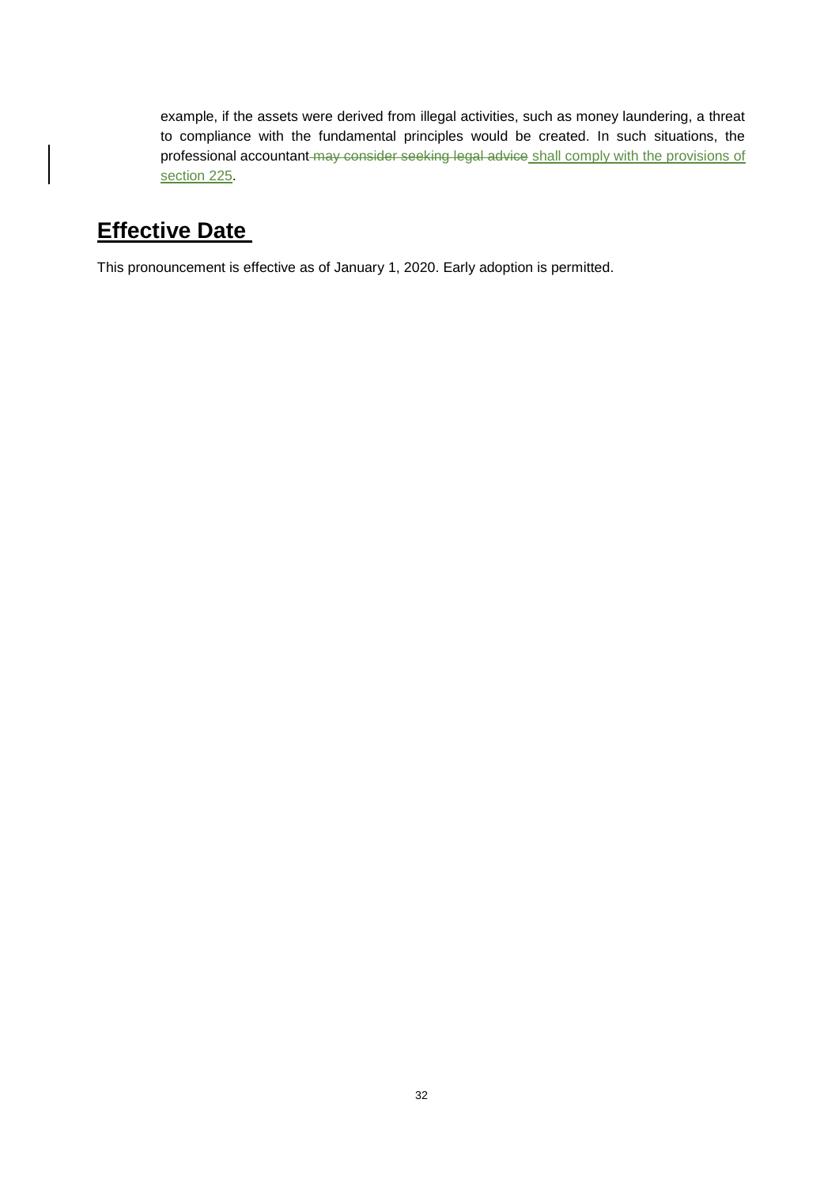example, if the assets were derived from illegal activities, such as money laundering, a threat to compliance with the fundamental principles would be created. In such situations, the professional accountant ~~may consider seeking legal advice~~ shall comply with the provisions of section 225.

## Effective Date

This pronouncement is effective as of January 1, 2020. Early adoption is permitted.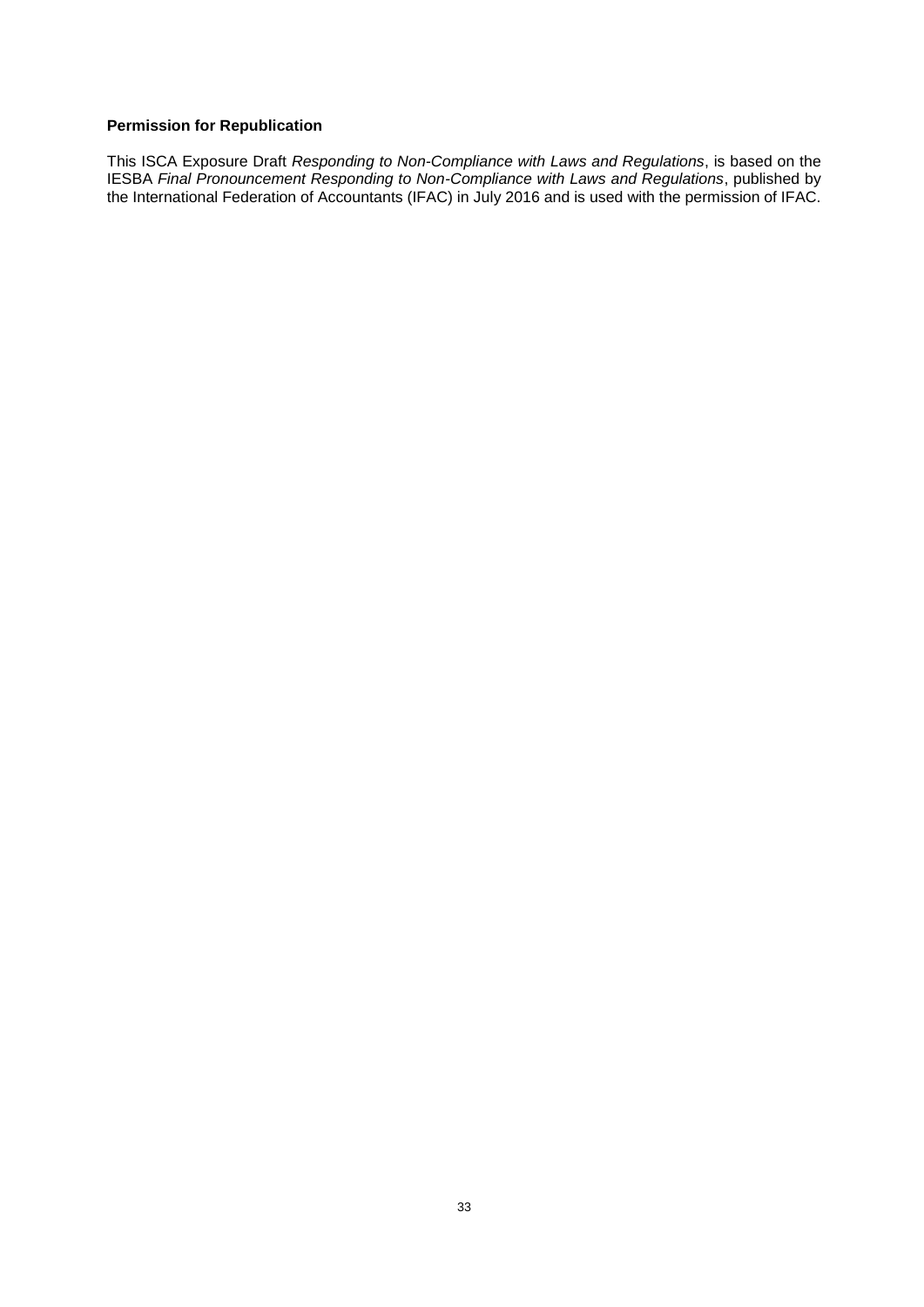**Permission for Republication**

This ISCA Exposure Draft *Responding to Non-Compliance with Laws and Regulations*, is based on the IESBA *Final Pronouncement Responding to Non-Compliance with Laws and Regulations*, published by the International Federation of Accountants (IFAC) in July 2016 and is used with the permission of IFAC.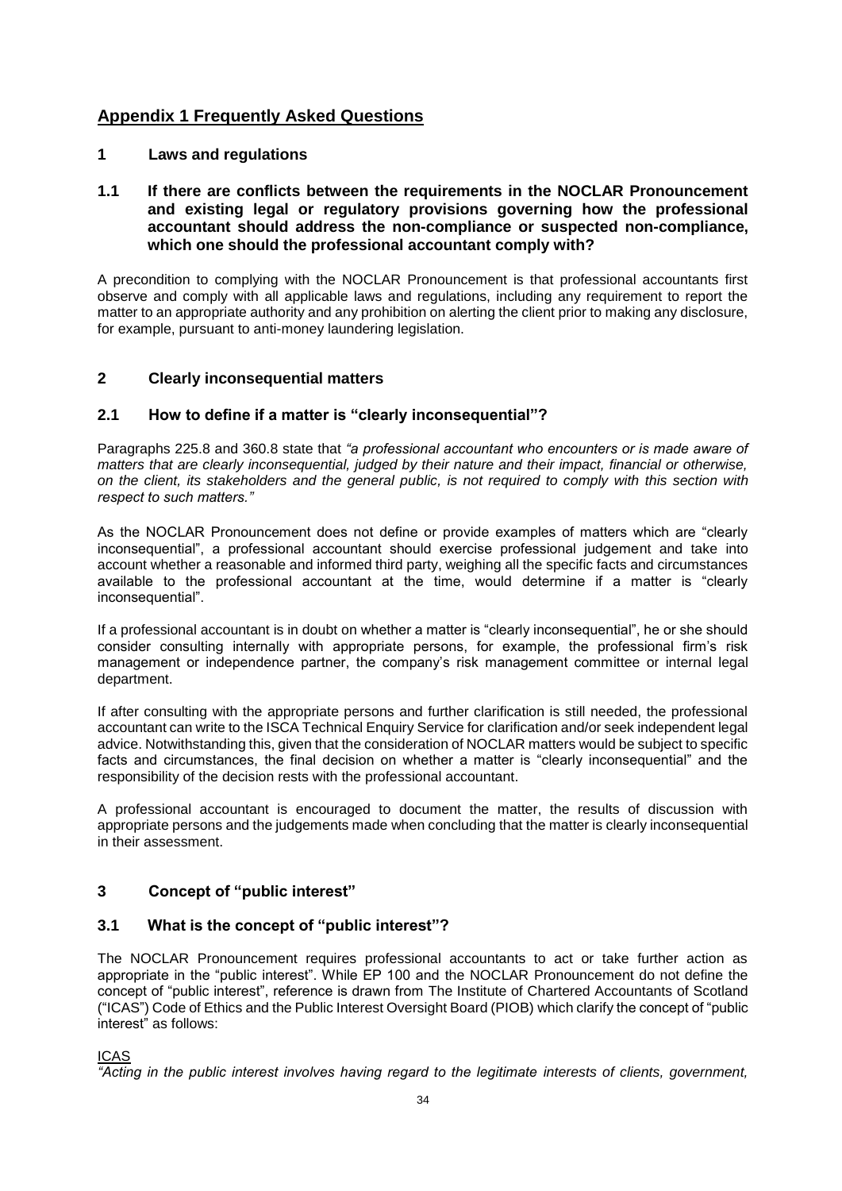## Appendix 1 Frequently Asked Questions

### 1 Laws and regulations

#### 1.1 If there are conflicts between the requirements in the NOCLAR Pronouncement and existing legal or regulatory provisions governing how the professional accountant should address the non-compliance or suspected non-compliance, which one should the professional accountant comply with?

A precondition to complying with the NOCLAR Pronouncement is that professional accountants first observe and comply with all applicable laws and regulations, including any requirement to report the matter to an appropriate authority and any prohibition on alerting the client prior to making any disclosure, for example, pursuant to anti-money laundering legislation.

### 2 Clearly inconsequential matters

#### 2.1 How to define if a matter is "clearly inconsequential"?

Paragraphs 225.8 and 360.8 state that *"a professional accountant who encounters or is made aware of matters that are clearly inconsequential, judged by their nature and their impact, financial or otherwise, on the client, its stakeholders and the general public, is not required to comply with this section with respect to such matters."*

As the NOCLAR Pronouncement does not define or provide examples of matters which are "clearly inconsequential", a professional accountant should exercise professional judgement and take into account whether a reasonable and informed third party, weighing all the specific facts and circumstances available to the professional accountant at the time, would determine if a matter is "clearly inconsequential".

If a professional accountant is in doubt on whether a matter is "clearly inconsequential", he or she should consider consulting internally with appropriate persons, for example, the professional firm's risk management or independence partner, the company's risk management committee or internal legal department.

If after consulting with the appropriate persons and further clarification is still needed, the professional accountant can write to the ISCA Technical Enquiry Service for clarification and/or seek independent legal advice. Notwithstanding this, given that the consideration of NOCLAR matters would be subject to specific facts and circumstances, the final decision on whether a matter is "clearly inconsequential" and the responsibility of the decision rests with the professional accountant.

A professional accountant is encouraged to document the matter, the results of discussion with appropriate persons and the judgements made when concluding that the matter is clearly inconsequential in their assessment.

### 3 Concept of "public interest"

#### 3.1 What is the concept of "public interest"?

The NOCLAR Pronouncement requires professional accountants to act or take further action as appropriate in the "public interest". While EP 100 and the NOCLAR Pronouncement do not define the concept of "public interest", reference is drawn from The Institute of Chartered Accountants of Scotland ("ICAS") Code of Ethics and the Public Interest Oversight Board (PIOB) which clarify the concept of "public interest" as follows:

<u>ICAS</u>

*"Acting in the public interest involves having regard to the legitimate interests of clients, government,*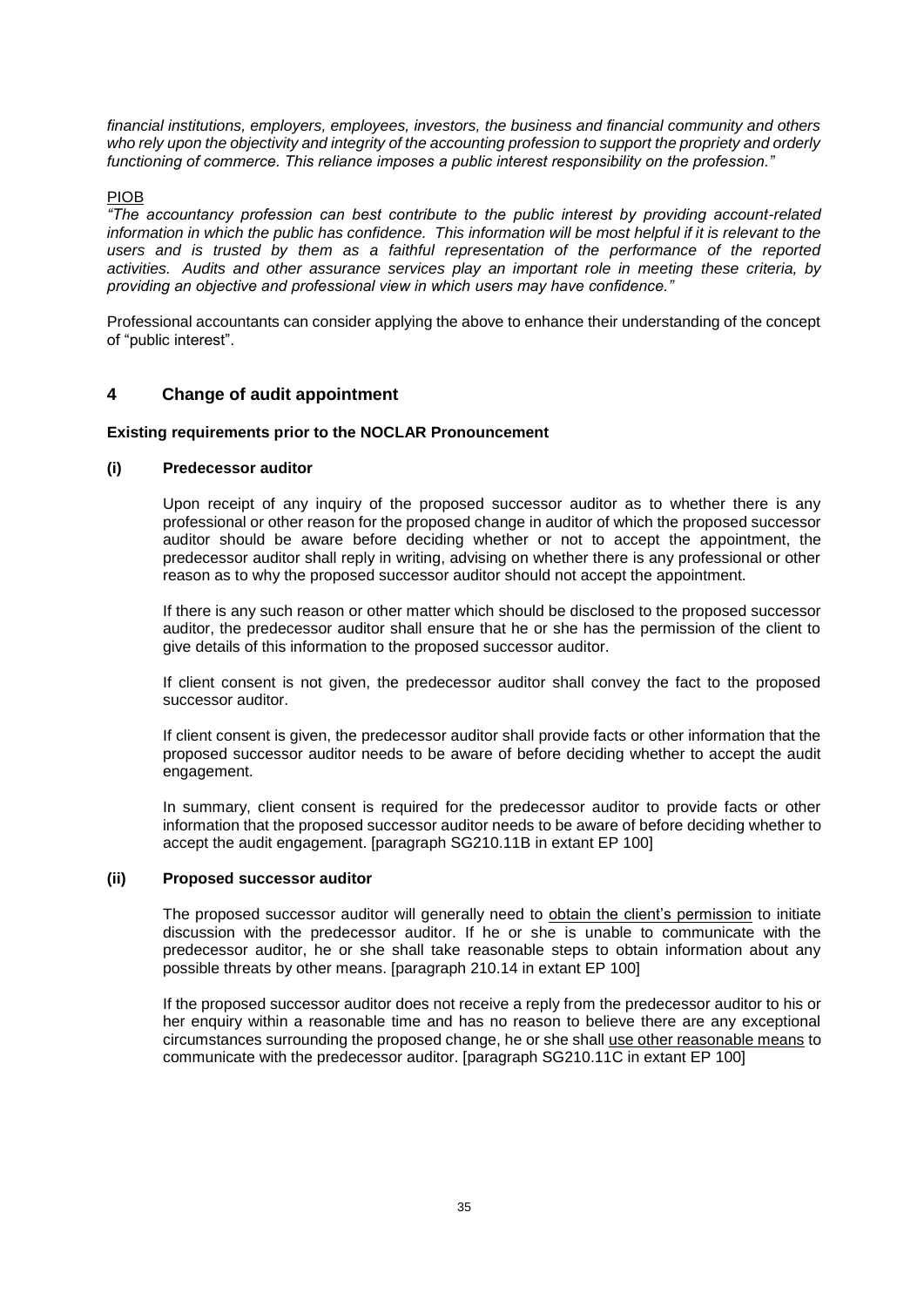*financial institutions, employers, employees, investors, the business and financial community and others who rely upon the objectivity and integrity of the accounting profession to support the propriety and orderly functioning of commerce. This reliance imposes a public interest responsibility on the profession."*

<u>PIOB</u>

*"The accountancy profession can best contribute to the public interest by providing account-related information in which the public has confidence. This information will be most helpful if it is relevant to the users and is trusted by them as a faithful representation of the performance of the reported activities. Audits and other assurance services play an important role in meeting these criteria, by providing an objective and professional view in which users may have confidence."*

Professional accountants can consider applying the above to enhance their understanding of the concept of "public interest".

## 4 Change of audit appointment

**Existing requirements prior to the NOCLAR Pronouncement**

### (i) Predecessor auditor

Upon receipt of any inquiry of the proposed successor auditor as to whether there is any professional or other reason for the proposed change in auditor of which the proposed successor auditor should be aware before deciding whether or not to accept the appointment, the predecessor auditor shall reply in writing, advising on whether there is any professional or other reason as to why the proposed successor auditor should not accept the appointment.

If there is any such reason or other matter which should be disclosed to the proposed successor auditor, the predecessor auditor shall ensure that he or she has the permission of the client to give details of this information to the proposed successor auditor.

If client consent is not given, the predecessor auditor shall convey the fact to the proposed successor auditor.

If client consent is given, the predecessor auditor shall provide facts or other information that the proposed successor auditor needs to be aware of before deciding whether to accept the audit engagement.

In summary, client consent is required for the predecessor auditor to provide facts or other information that the proposed successor auditor needs to be aware of before deciding whether to accept the audit engagement. [paragraph SG210.11B in extant EP 100]

### (ii) Proposed successor auditor

The proposed successor auditor will generally need to <u>obtain the client's permission</u> to initiate discussion with the predecessor auditor. If he or she is unable to communicate with the predecessor auditor, he or she shall take reasonable steps to obtain information about any possible threats by other means. [paragraph 210.14 in extant EP 100]

If the proposed successor auditor does not receive a reply from the predecessor auditor to his or her enquiry within a reasonable time and has no reason to believe there are any exceptional circumstances surrounding the proposed change, he or she shall <u>use other reasonable means</u> to communicate with the predecessor auditor. [paragraph SG210.11C in extant EP 100]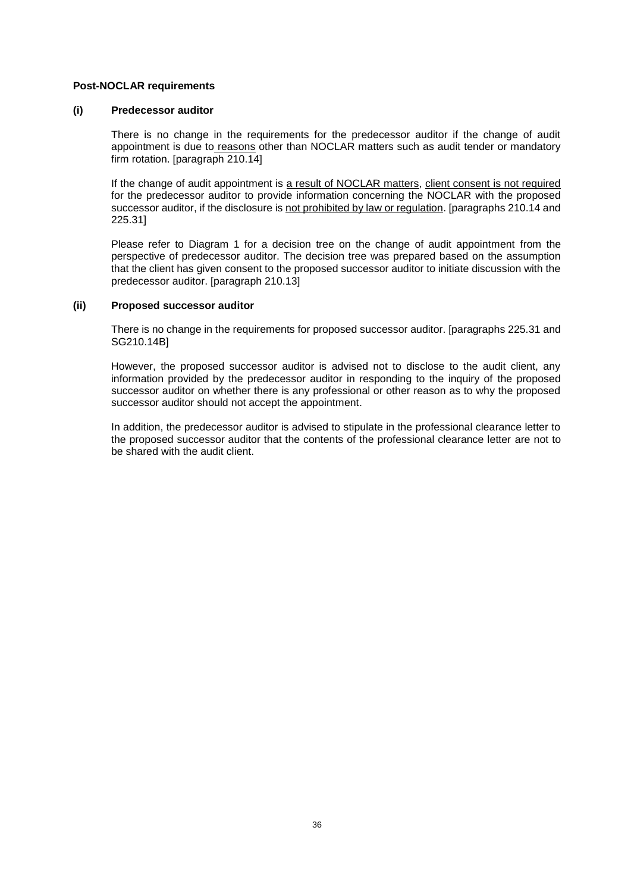**Post-NOCLAR requirements**

**(i) Predecessor auditor**

There is no change in the requirements for the predecessor auditor if the change of audit appointment is due to reasons other than NOCLAR matters such as audit tender or mandatory firm rotation. [paragraph 210.14]

If the change of audit appointment is a result of NOCLAR matters, client consent is not required for the predecessor auditor to provide information concerning the NOCLAR with the proposed successor auditor, if the disclosure is not prohibited by law or regulation. [paragraphs 210.14 and 225.31]

Please refer to Diagram 1 for a decision tree on the change of audit appointment from the perspective of predecessor auditor. The decision tree was prepared based on the assumption that the client has given consent to the proposed successor auditor to initiate discussion with the predecessor auditor. [paragraph 210.13]

**(ii) Proposed successor auditor**

There is no change in the requirements for proposed successor auditor. [paragraphs 225.31 and SG210.14B]

However, the proposed successor auditor is advised not to disclose to the audit client, any information provided by the predecessor auditor in responding to the inquiry of the proposed successor auditor on whether there is any professional or other reason as to why the proposed successor auditor should not accept the appointment.

In addition, the predecessor auditor is advised to stipulate in the professional clearance letter to the proposed successor auditor that the contents of the professional clearance letter are not to be shared with the audit client.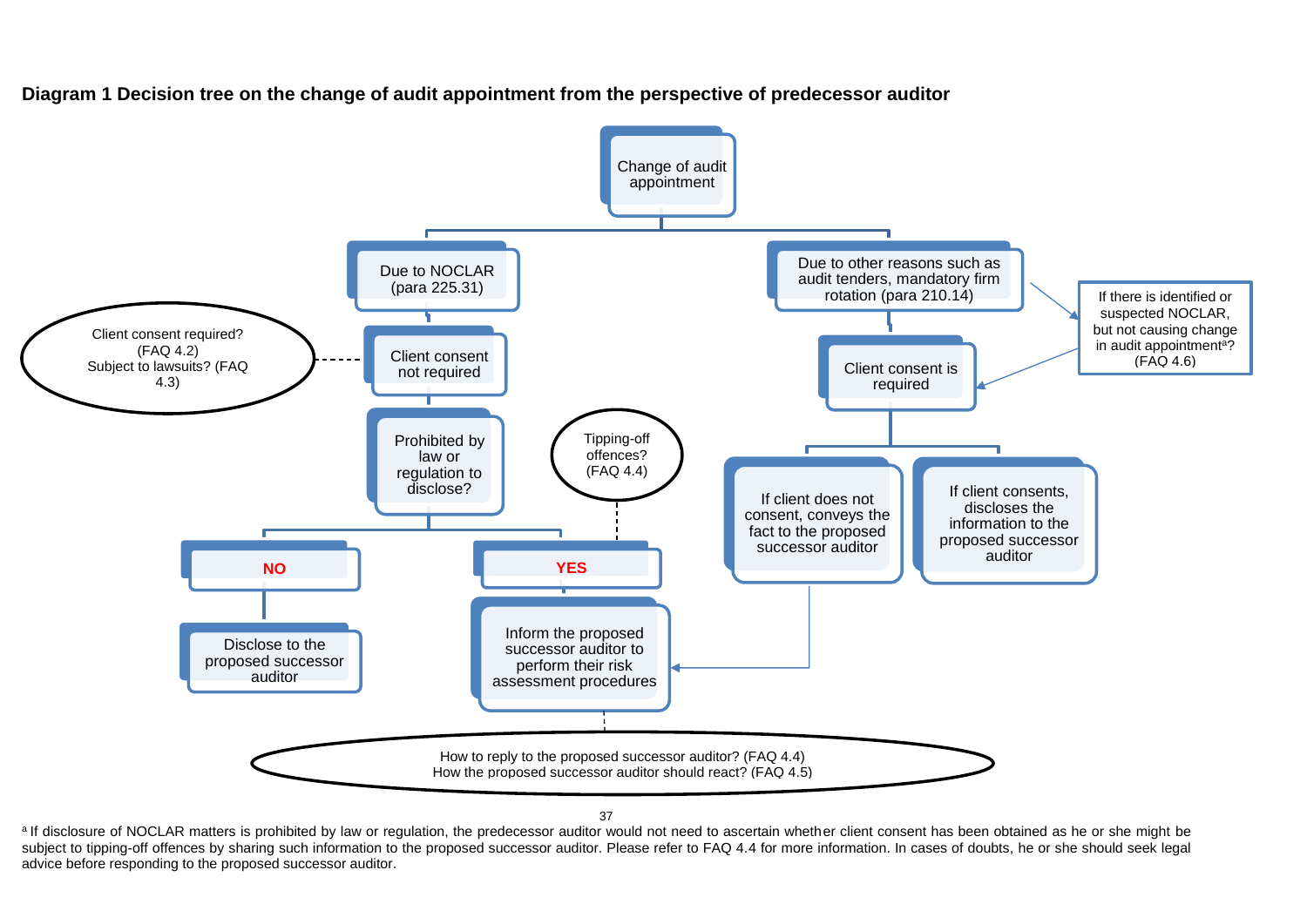**Diagram 1 Decision tree on the change of audit appointment from the perspective of predecessor auditor**

Change of audit appointment

- Due to NOCLAR (para 225.31)
  - Client consent not required
    - Client consent required? (FAQ 4.2) Subject to lawsuits? (FAQ 4.3)
    - Prohibited by law or regulation to disclose?
      - **NO**
        - Disclose to the proposed successor auditor
      - **YES** — Tipping-off offences? (FAQ 4.4)
        - Inform the proposed successor auditor to perform their risk assessment procedures
- Due to other reasons such as audit tenders, mandatory firm rotation (para 210.14)
  - If there is identified or suspected NOCLAR, but not causing change in audit appointment[a]? (FAQ 4.6)
  - Client consent is required
    - If client does not consent, conveys the fact to the proposed successor auditor → Inform the proposed successor auditor to perform their risk assessment procedures
    - If client consents, discloses the information to the proposed successor auditor

How to reply to the proposed successor auditor? (FAQ 4.4)
How the proposed successor auditor should react? (FAQ 4.5)

[a] If disclosure of NOCLAR matters is prohibited by law or regulation, the predecessor auditor would not need to ascertain whether client consent has been obtained as he or she might be subject to tipping-off offences by sharing such information to the proposed successor auditor. Please refer to FAQ 4.4 for more information. In cases of doubts, he or she should seek legal advice before responding to the proposed successor auditor.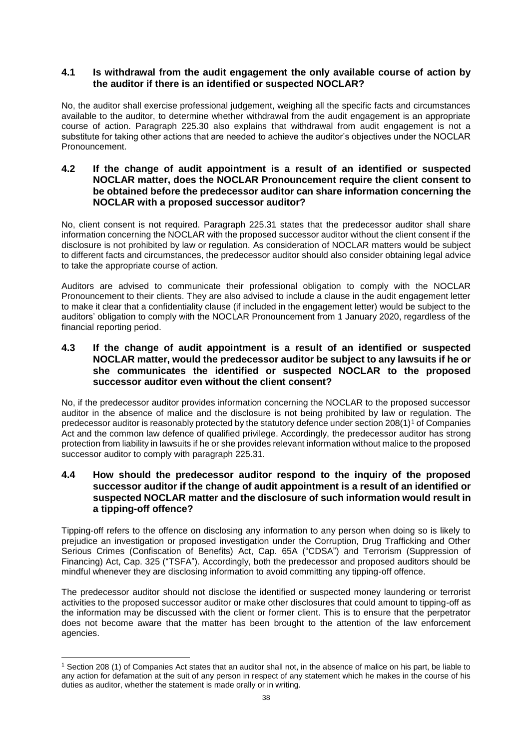### 4.1 Is withdrawal from the audit engagement the only available course of action by the auditor if there is an identified or suspected NOCLAR?

No, the auditor shall exercise professional judgement, weighing all the specific facts and circumstances available to the auditor, to determine whether withdrawal from the audit engagement is an appropriate course of action. Paragraph 225.30 also explains that withdrawal from audit engagement is not a substitute for taking other actions that are needed to achieve the auditor's objectives under the NOCLAR Pronouncement.

### 4.2 If the change of audit appointment is a result of an identified or suspected NOCLAR matter, does the NOCLAR Pronouncement require the client consent to be obtained before the predecessor auditor can share information concerning the NOCLAR with a proposed successor auditor?

No, client consent is not required. Paragraph 225.31 states that the predecessor auditor shall share information concerning the NOCLAR with the proposed successor auditor without the client consent if the disclosure is not prohibited by law or regulation. As consideration of NOCLAR matters would be subject to different facts and circumstances, the predecessor auditor should also consider obtaining legal advice to take the appropriate course of action.

Auditors are advised to communicate their professional obligation to comply with the NOCLAR Pronouncement to their clients. They are also advised to include a clause in the audit engagement letter to make it clear that a confidentiality clause (if included in the engagement letter) would be subject to the auditors' obligation to comply with the NOCLAR Pronouncement from 1 January 2020, regardless of the financial reporting period.

### 4.3 If the change of audit appointment is a result of an identified or suspected NOCLAR matter, would the predecessor auditor be subject to any lawsuits if he or she communicates the identified or suspected NOCLAR to the proposed successor auditor even without the client consent?

No, if the predecessor auditor provides information concerning the NOCLAR to the proposed successor auditor in the absence of malice and the disclosure is not being prohibited by law or regulation. The predecessor auditor is reasonably protected by the statutory defence under section 208(1)[1] of Companies Act and the common law defence of qualified privilege. Accordingly, the predecessor auditor has strong protection from liability in lawsuits if he or she provides relevant information without malice to the proposed successor auditor to comply with paragraph 225.31.

### 4.4 How should the predecessor auditor respond to the inquiry of the proposed successor auditor if the change of audit appointment is a result of an identified or suspected NOCLAR matter and the disclosure of such information would result in a tipping-off offence?

Tipping-off refers to the offence on disclosing any information to any person when doing so is likely to prejudice an investigation or proposed investigation under the Corruption, Drug Trafficking and Other Serious Crimes (Confiscation of Benefits) Act, Cap. 65A ("CDSA") and Terrorism (Suppression of Financing) Act, Cap. 325 ("TSFA"). Accordingly, both the predecessor and proposed auditors should be mindful whenever they are disclosing information to avoid committing any tipping-off offence.

The predecessor auditor should not disclose the identified or suspected money laundering or terrorist activities to the proposed successor auditor or make other disclosures that could amount to tipping-off as the information may be discussed with the client or former client. This is to ensure that the perpetrator does not become aware that the matter has been brought to the attention of the law enforcement agencies.

---

[1] Section 208 (1) of Companies Act states that an auditor shall not, in the absence of malice on his part, be liable to any action for defamation at the suit of any person in respect of any statement which he makes in the course of his duties as auditor, whether the statement is made orally or in writing.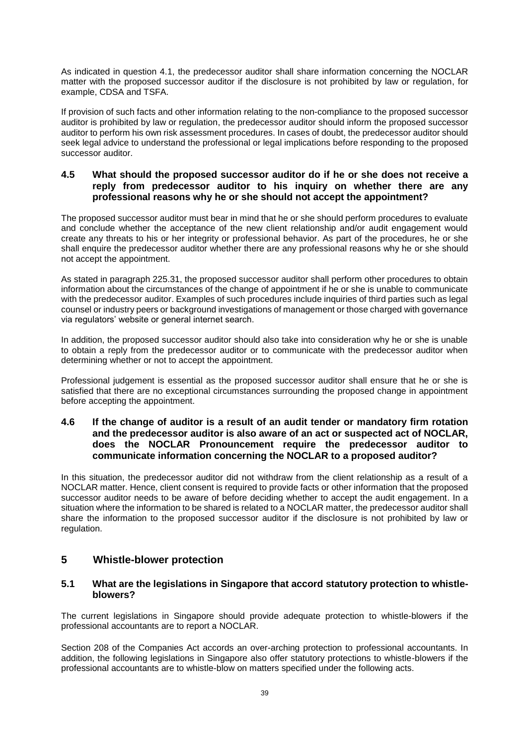As indicated in question 4.1, the predecessor auditor shall share information concerning the NOCLAR matter with the proposed successor auditor if the disclosure is not prohibited by law or regulation, for example, CDSA and TSFA.

If provision of such facts and other information relating to the non-compliance to the proposed successor auditor is prohibited by law or regulation, the predecessor auditor should inform the proposed successor auditor to perform his own risk assessment procedures. In cases of doubt, the predecessor auditor should seek legal advice to understand the professional or legal implications before responding to the proposed successor auditor.

### 4.5 What should the proposed successor auditor do if he or she does not receive a reply from predecessor auditor to his inquiry on whether there are any professional reasons why he or she should not accept the appointment?

The proposed successor auditor must bear in mind that he or she should perform procedures to evaluate and conclude whether the acceptance of the new client relationship and/or audit engagement would create any threats to his or her integrity or professional behavior. As part of the procedures, he or she shall enquire the predecessor auditor whether there are any professional reasons why he or she should not accept the appointment.

As stated in paragraph 225.31, the proposed successor auditor shall perform other procedures to obtain information about the circumstances of the change of appointment if he or she is unable to communicate with the predecessor auditor. Examples of such procedures include inquiries of third parties such as legal counsel or industry peers or background investigations of management or those charged with governance via regulators' website or general internet search.

In addition, the proposed successor auditor should also take into consideration why he or she is unable to obtain a reply from the predecessor auditor or to communicate with the predecessor auditor when determining whether or not to accept the appointment.

Professional judgement is essential as the proposed successor auditor shall ensure that he or she is satisfied that there are no exceptional circumstances surrounding the proposed change in appointment before accepting the appointment.

### 4.6 If the change of auditor is a result of an audit tender or mandatory firm rotation and the predecessor auditor is also aware of an act or suspected act of NOCLAR, does the NOCLAR Pronouncement require the predecessor auditor to communicate information concerning the NOCLAR to a proposed auditor?

In this situation, the predecessor auditor did not withdraw from the client relationship as a result of a NOCLAR matter. Hence, client consent is required to provide facts or other information that the proposed successor auditor needs to be aware of before deciding whether to accept the audit engagement. In a situation where the information to be shared is related to a NOCLAR matter, the predecessor auditor shall share the information to the proposed successor auditor if the disclosure is not prohibited by law or regulation.

## 5 Whistle-blower protection

### 5.1 What are the legislations in Singapore that accord statutory protection to whistle-blowers?

The current legislations in Singapore should provide adequate protection to whistle-blowers if the professional accountants are to report a NOCLAR.

Section 208 of the Companies Act accords an over-arching protection to professional accountants. In addition, the following legislations in Singapore also offer statutory protections to whistle-blowers if the professional accountants are to whistle-blow on matters specified under the following acts.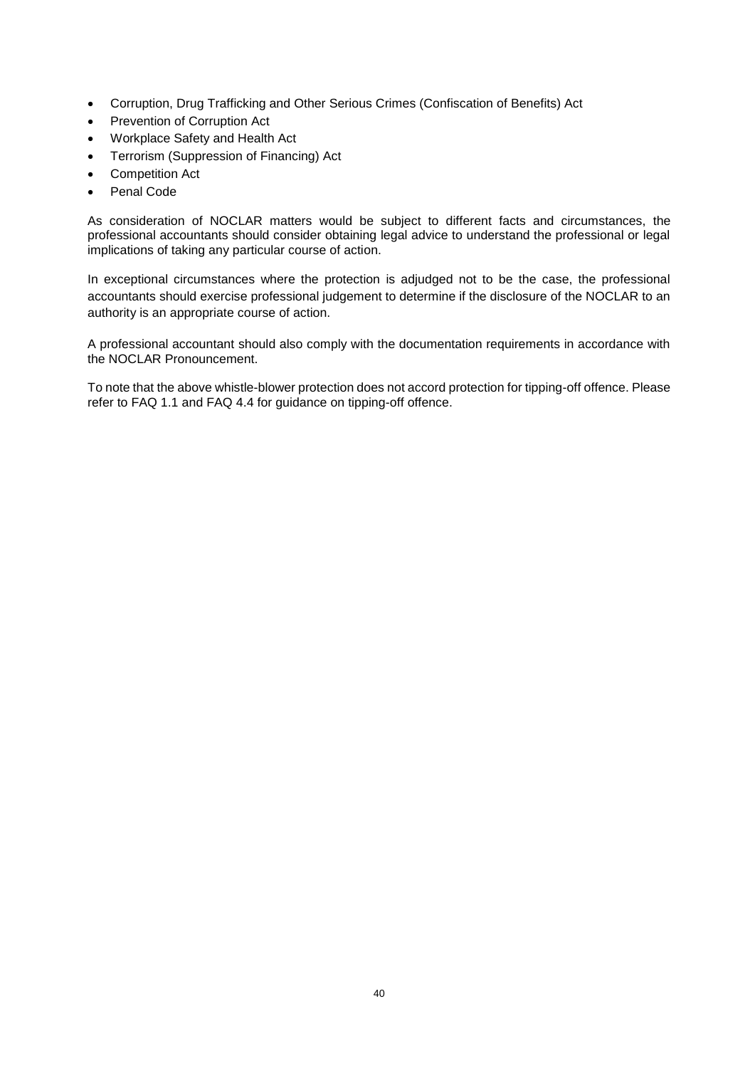- Corruption, Drug Trafficking and Other Serious Crimes (Confiscation of Benefits) Act
- Prevention of Corruption Act
- Workplace Safety and Health Act
- Terrorism (Suppression of Financing) Act
- Competition Act
- Penal Code

As consideration of NOCLAR matters would be subject to different facts and circumstances, the professional accountants should consider obtaining legal advice to understand the professional or legal implications of taking any particular course of action.

In exceptional circumstances where the protection is adjudged not to be the case, the professional accountants should exercise professional judgement to determine if the disclosure of the NOCLAR to an authority is an appropriate course of action.

A professional accountant should also comply with the documentation requirements in accordance with the NOCLAR Pronouncement.

To note that the above whistle-blower protection does not accord protection for tipping-off offence. Please refer to FAQ 1.1 and FAQ 4.4 for guidance on tipping-off offence.